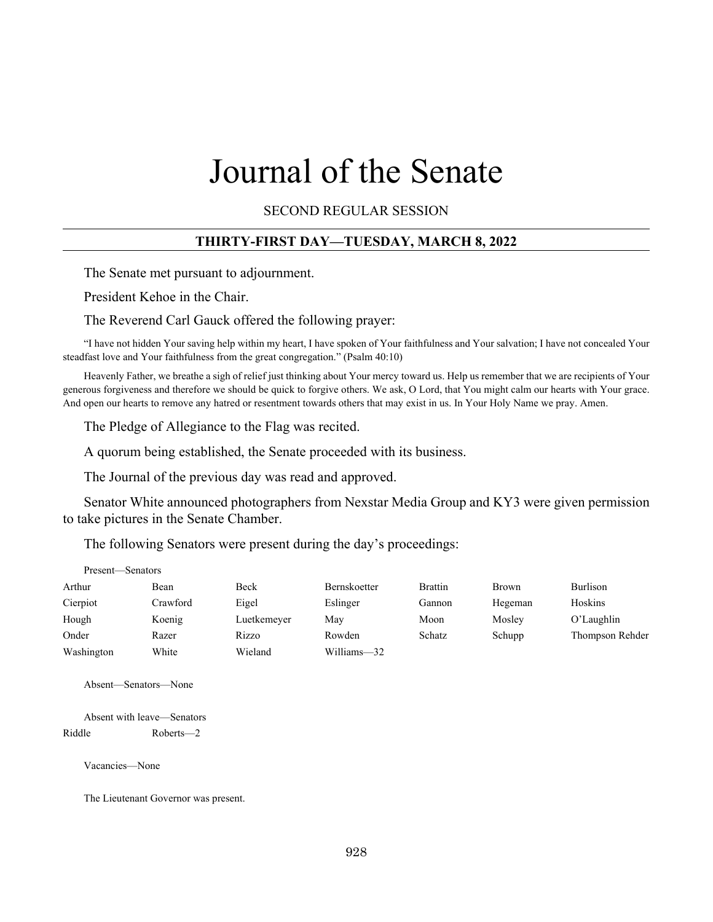# Journal of the Senate

SECOND REGULAR SESSION

## THIRTY-FIRST DAY—TUESDAY, MARCH 8, 2022

The Senate met pursuant to adjournment.

President Kehoe in the Chair.

The Reverend Carl Gauck offered the following prayer:

"I have not hidden Your saving help within my heart, I have spoken of Your faithfulness and Your salvation; I have not concealed Your steadfast love and Your faithfulness from the great congregation." (Psalm 40:10)

Heavenly Father, we breathe a sigh of relief just thinking about Your mercy toward us. Help us remember that we are recipients of Your generous forgiveness and therefore we should be quick to forgive others. We ask, O Lord, that You might calm our hearts with Your grace. And open our hearts to remove any hatred or resentment towards others that may exist in us. In Your Holy Name we pray. Amen.

The Pledge of Allegiance to the Flag was recited.

A quorum being established, the Senate proceeded with its business.

The Journal of the previous day was read and approved.

Senator White announced photographers from Nexstar Media Group and KY3 were given permission to take pictures in the Senate Chamber.

The following Senators were present during the day's proceedings:

Present—Senators

| | | | | | | |
|---|---|---|---|---|---|---|
| Arthur | Bean | Beck | Bernskoetter | Brattin | Brown | Burlison |
| Cierpiot | Crawford | Eigel | Eslinger | Gannon | Hegeman | Hoskins |
| Hough | Koenig | Luetkemeyer | May | Moon | Mosley | O'Laughlin |
| Onder | Razer | Rizzo | Rowden | Schatz | Schupp | Thompson Rehder |
| Washington | White | Wieland | Williams—32 | | | |

Absent—Senators—None

Absent with leave—Senators

| | |
|---|---|
| Riddle | Roberts—2 |

Vacancies—None

The Lieutenant Governor was present.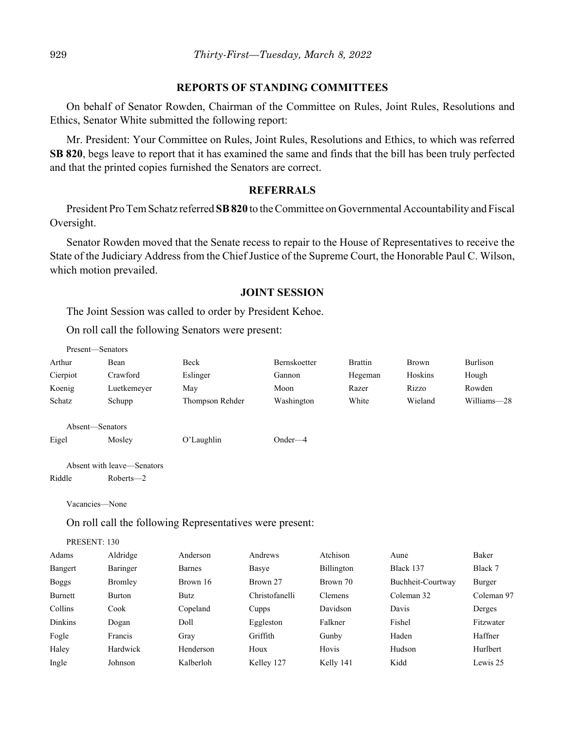## REPORTS OF STANDING COMMITTEES

On behalf of Senator Rowden, Chairman of the Committee on Rules, Joint Rules, Resolutions and Ethics, Senator White submitted the following report:

Mr. President: Your Committee on Rules, Joint Rules, Resolutions and Ethics, to which was referred **SB 820**, begs leave to report that it has examined the same and finds that the bill has been truly perfected and that the printed copies furnished the Senators are correct.

## REFERRALS

President Pro Tem Schatz referred **SB 820** to the Committee on Governmental Accountability and Fiscal Oversight.

Senator Rowden moved that the Senate recess to repair to the House of Representatives to receive the State of the Judiciary Address from the Chief Justice of the Supreme Court, the Honorable Paul C. Wilson, which motion prevailed.

## JOINT SESSION

The Joint Session was called to order by President Kehoe.

On roll call the following Senators were present:

Present—Senators

| | | | | | | |
|---|---|---|---|---|---|---|
| Arthur | Bean | Beck | Bernskoetter | Brattin | Brown | Burlison |
| Cierpiot | Crawford | Eslinger | Gannon | Hegeman | Hoskins | Hough |
| Koenig | Luetkemeyer | May | Moon | Razer | Rizzo | Rowden |
| Schatz | Schupp | Thompson Rehder | Washington | White | Wieland | Williams—28 |

Absent—Senators

| | | | |
|---|---|---|---|
| Eigel | Mosley | O'Laughlin | Onder—4 |

Absent with leave—Senators

| | |
|---|---|
| Riddle | Roberts—2 |

Vacancies—None

On roll call the following Representatives were present:

PRESENT: 130

| | | | | | | |
|---|---|---|---|---|---|---|
| Adams | Aldridge | Anderson | Andrews | Atchison | Aune | Baker |
| Bangert | Baringer | Barnes | Basye | Billington | Black 137 | Black 7 |
| Boggs | Bromley | Brown 16 | Brown 27 | Brown 70 | Buchheit-Courtway | Burger |
| Burnett | Burton | Butz | Christofanelli | Clemens | Coleman 32 | Coleman 97 |
| Collins | Cook | Copeland | Cupps | Davidson | Davis | Derges |
| Dinkins | Dogan | Doll | Eggleston | Falkner | Fishel | Fitzwater |
| Fogle | Francis | Gray | Griffith | Gunby | Haden | Haffner |
| Haley | Hardwick | Henderson | Houx | Hovis | Hudson | Hurlbert |
| Ingle | Johnson | Kalberloh | Kelley 127 | Kelly 141 | Kidd | Lewis 25 |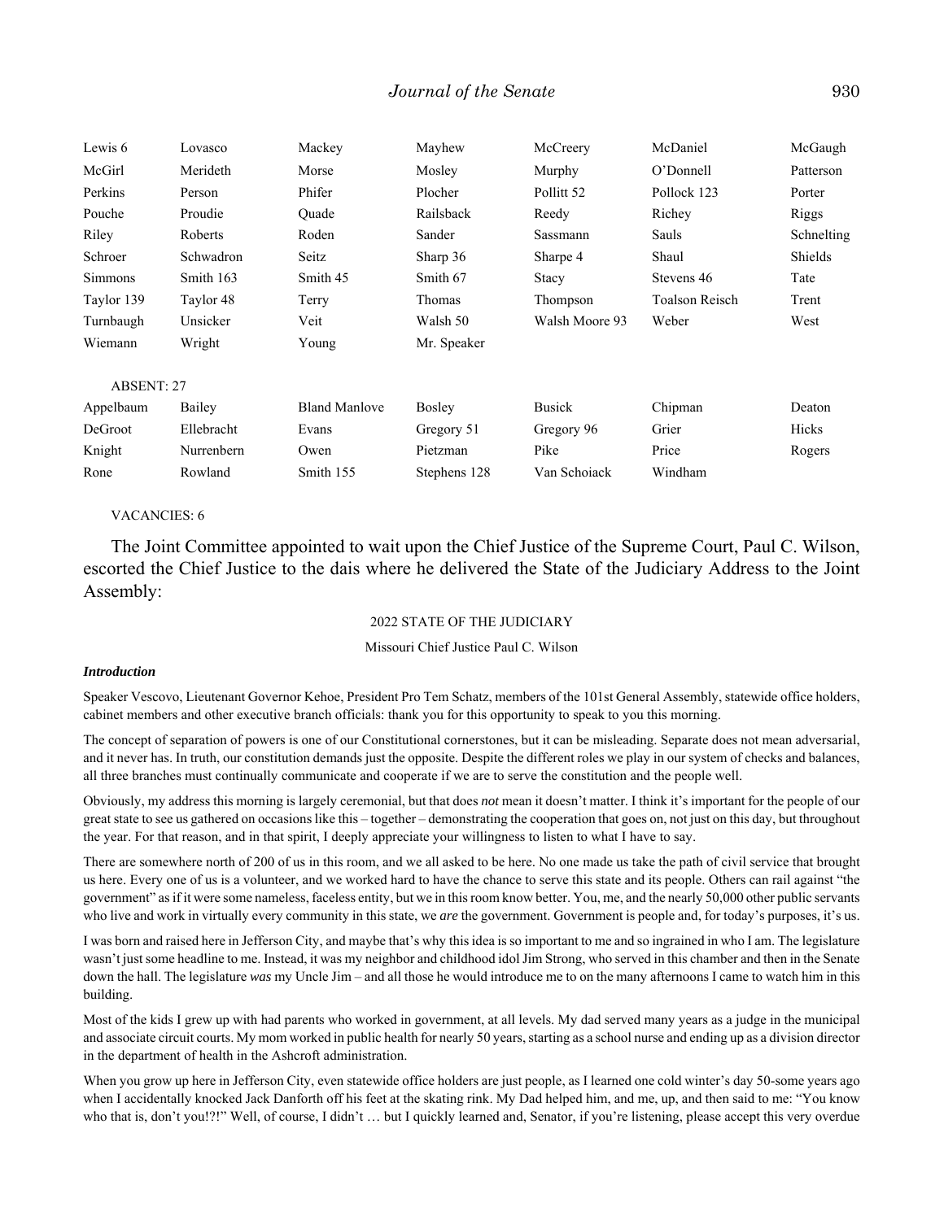| | | | | | | |
|---|---|---|---|---|---|---|
| Lewis 6 | Lovasco | Mackey | Mayhew | McCreery | McDaniel | McGaugh |
| McGirl | Merideth | Morse | Mosley | Murphy | O'Donnell | Patterson |
| Perkins | Person | Phifer | Plocher | Pollitt 52 | Pollock 123 | Porter |
| Pouche | Proudie | Quade | Railsback | Reedy | Richey | Riggs |
| Riley | Roberts | Roden | Sander | Sassmann | Sauls | Schnelting |
| Schroer | Schwadron | Seitz | Sharp 36 | Sharpe 4 | Shaul | Shields |
| Simmons | Smith 163 | Smith 45 | Smith 67 | Stacy | Stevens 46 | Tate |
| Taylor 139 | Taylor 48 | Terry | Thomas | Thompson | Toalson Reisch | Trent |
| Turnbaugh | Unsicker | Veit | Walsh 50 | Walsh Moore 93 | Weber | West |
| Wiemann | Wright | Young | Mr. Speaker | | | |

ABSENT: 27

| | | | | | | |
|---|---|---|---|---|---|---|
| Appelbaum | Bailey | Bland Manlove | Bosley | Busick | Chipman | Deaton |
| DeGroot | Ellebracht | Evans | Gregory 51 | Gregory 96 | Grier | Hicks |
| Knight | Nurrenbern | Owen | Pietzman | Pike | Price | Rogers |
| Rone | Rowland | Smith 155 | Stephens 128 | Van Schoiack | Windham | |

VACANCIES: 6

The Joint Committee appointed to wait upon the Chief Justice of the Supreme Court, Paul C. Wilson, escorted the Chief Justice to the dais where he delivered the State of the Judiciary Address to the Joint Assembly:

2022 STATE OF THE JUDICIARY

Missouri Chief Justice Paul C. Wilson

***Introduction***

Speaker Vescovo, Lieutenant Governor Kehoe, President Pro Tem Schatz, members of the 101st General Assembly, statewide office holders, cabinet members and other executive branch officials: thank you for this opportunity to speak to you this morning.

The concept of separation of powers is one of our Constitutional cornerstones, but it can be misleading. Separate does not mean adversarial, and it never has. In truth, our constitution demands just the opposite. Despite the different roles we play in our system of checks and balances, all three branches must continually communicate and cooperate if we are to serve the constitution and the people well.

Obviously, my address this morning is largely ceremonial, but that does *not* mean it doesn't matter. I think it's important for the people of our great state to see us gathered on occasions like this – together – demonstrating the cooperation that goes on, not just on this day, but throughout the year. For that reason, and in that spirit, I deeply appreciate your willingness to listen to what I have to say.

There are somewhere north of 200 of us in this room, and we all asked to be here. No one made us take the path of civil service that brought us here. Every one of us is a volunteer, and we worked hard to have the chance to serve this state and its people. Others can rail against "the government" as if it were some nameless, faceless entity, but we in this room know better. You, me, and the nearly 50,000 other public servants who live and work in virtually every community in this state, we *are* the government. Government is people and, for today's purposes, it's us.

I was born and raised here in Jefferson City, and maybe that's why this idea is so important to me and so ingrained in who I am. The legislature wasn't just some headline to me. Instead, it was my neighbor and childhood idol Jim Strong, who served in this chamber and then in the Senate down the hall. The legislature *was* my Uncle Jim – and all those he would introduce me to on the many afternoons I came to watch him in this building.

Most of the kids I grew up with had parents who worked in government, at all levels. My dad served many years as a judge in the municipal and associate circuit courts. My mom worked in public health for nearly 50 years, starting as a school nurse and ending up as a division director in the department of health in the Ashcroft administration.

When you grow up here in Jefferson City, even statewide office holders are just people, as I learned one cold winter's day 50-some years ago when I accidentally knocked Jack Danforth off his feet at the skating rink. My Dad helped him, and me, up, and then said to me: "You know who that is, don't you!?!" Well, of course, I didn't … but I quickly learned and, Senator, if you're listening, please accept this very overdue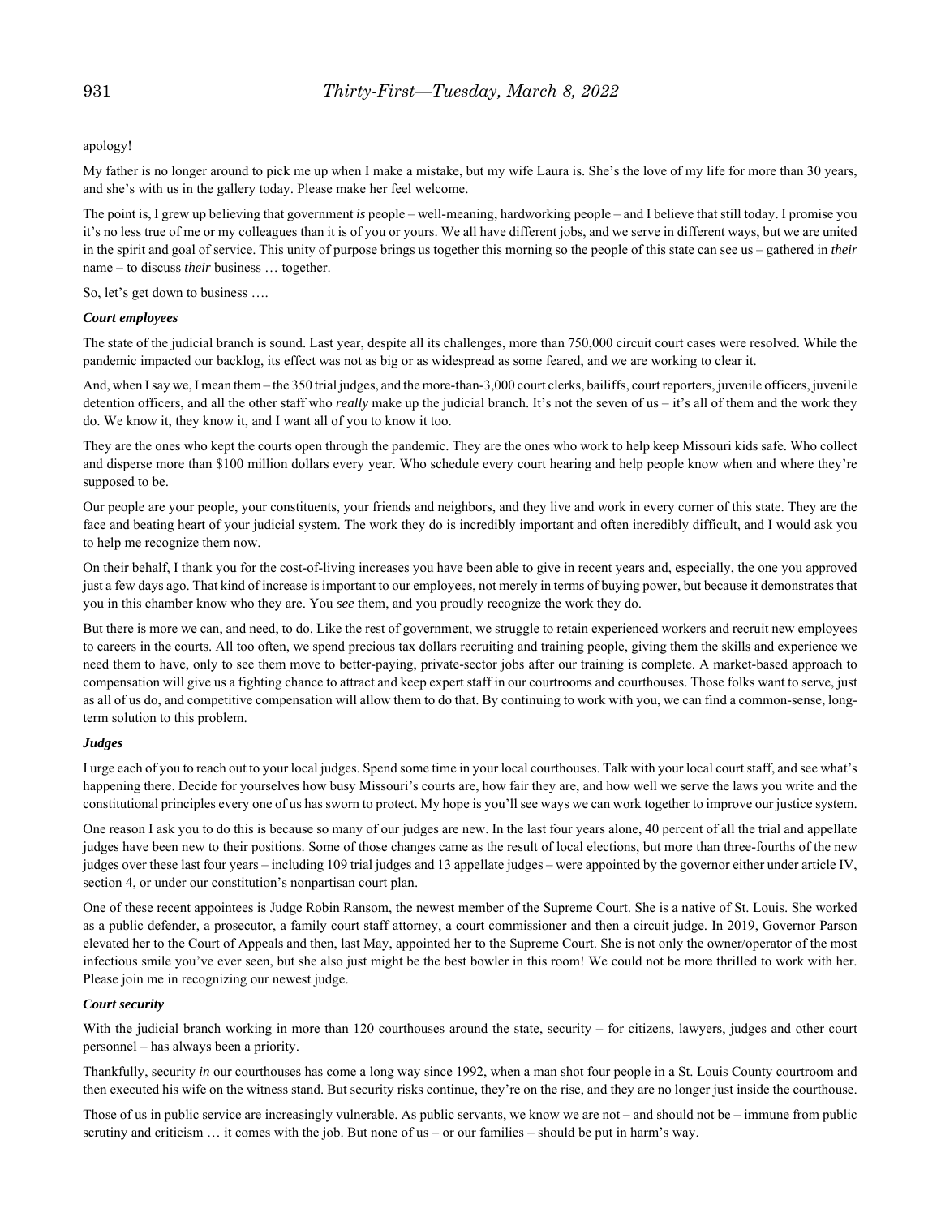apology!

My father is no longer around to pick me up when I make a mistake, but my wife Laura is. She's the love of my life for more than 30 years, and she's with us in the gallery today. Please make her feel welcome.

The point is, I grew up believing that government *is* people – well-meaning, hardworking people – and I believe that still today. I promise you it's no less true of me or my colleagues than it is of you or yours. We all have different jobs, and we serve in different ways, but we are united in the spirit and goal of service. This unity of purpose brings us together this morning so the people of this state can see us – gathered in *their* name – to discuss *their* business … together.

So, let's get down to business ….

***Court employees***

The state of the judicial branch is sound. Last year, despite all its challenges, more than 750,000 circuit court cases were resolved. While the pandemic impacted our backlog, its effect was not as big or as widespread as some feared, and we are working to clear it.

And, when I say we, I mean them – the 350 trial judges, and the more-than-3,000 court clerks, bailiffs, court reporters, juvenile officers, juvenile detention officers, and all the other staff who *really* make up the judicial branch. It's not the seven of us – it's all of them and the work they do. We know it, they know it, and I want all of you to know it too.

They are the ones who kept the courts open through the pandemic. They are the ones who work to help keep Missouri kids safe. Who collect and disperse more than $100 million dollars every year. Who schedule every court hearing and help people know when and where they're supposed to be.

Our people are your people, your constituents, your friends and neighbors, and they live and work in every corner of this state. They are the face and beating heart of your judicial system. The work they do is incredibly important and often incredibly difficult, and I would ask you to help me recognize them now.

On their behalf, I thank you for the cost-of-living increases you have been able to give in recent years and, especially, the one you approved just a few days ago. That kind of increase is important to our employees, not merely in terms of buying power, but because it demonstrates that you in this chamber know who they are. You *see* them, and you proudly recognize the work they do.

But there is more we can, and need, to do. Like the rest of government, we struggle to retain experienced workers and recruit new employees to careers in the courts. All too often, we spend precious tax dollars recruiting and training people, giving them the skills and experience we need them to have, only to see them move to better-paying, private-sector jobs after our training is complete. A market-based approach to compensation will give us a fighting chance to attract and keep expert staff in our courtrooms and courthouses. Those folks want to serve, just as all of us do, and competitive compensation will allow them to do that. By continuing to work with you, we can find a common-sense, long-term solution to this problem.

***Judges***

I urge each of you to reach out to your local judges. Spend some time in your local courthouses. Talk with your local court staff, and see what's happening there. Decide for yourselves how busy Missouri's courts are, how fair they are, and how well we serve the laws you write and the constitutional principles every one of us has sworn to protect. My hope is you'll see ways we can work together to improve our justice system.

One reason I ask you to do this is because so many of our judges are new. In the last four years alone, 40 percent of all the trial and appellate judges have been new to their positions. Some of those changes came as the result of local elections, but more than three-fourths of the new judges over these last four years – including 109 trial judges and 13 appellate judges – were appointed by the governor either under article IV, section 4, or under our constitution's nonpartisan court plan.

One of these recent appointees is Judge Robin Ransom, the newest member of the Supreme Court. She is a native of St. Louis. She worked as a public defender, a prosecutor, a family court staff attorney, a court commissioner and then a circuit judge. In 2019, Governor Parson elevated her to the Court of Appeals and then, last May, appointed her to the Supreme Court. She is not only the owner/operator of the most infectious smile you've ever seen, but she also just might be the best bowler in this room! We could not be more thrilled to work with her. Please join me in recognizing our newest judge.

***Court security***

With the judicial branch working in more than 120 courthouses around the state, security – for citizens, lawyers, judges and other court personnel – has always been a priority.

Thankfully, security *in* our courthouses has come a long way since 1992, when a man shot four people in a St. Louis County courtroom and then executed his wife on the witness stand. But security risks continue, they're on the rise, and they are no longer just inside the courthouse.

Those of us in public service are increasingly vulnerable. As public servants, we know we are not – and should not be – immune from public scrutiny and criticism … it comes with the job. But none of us – or our families – should be put in harm's way.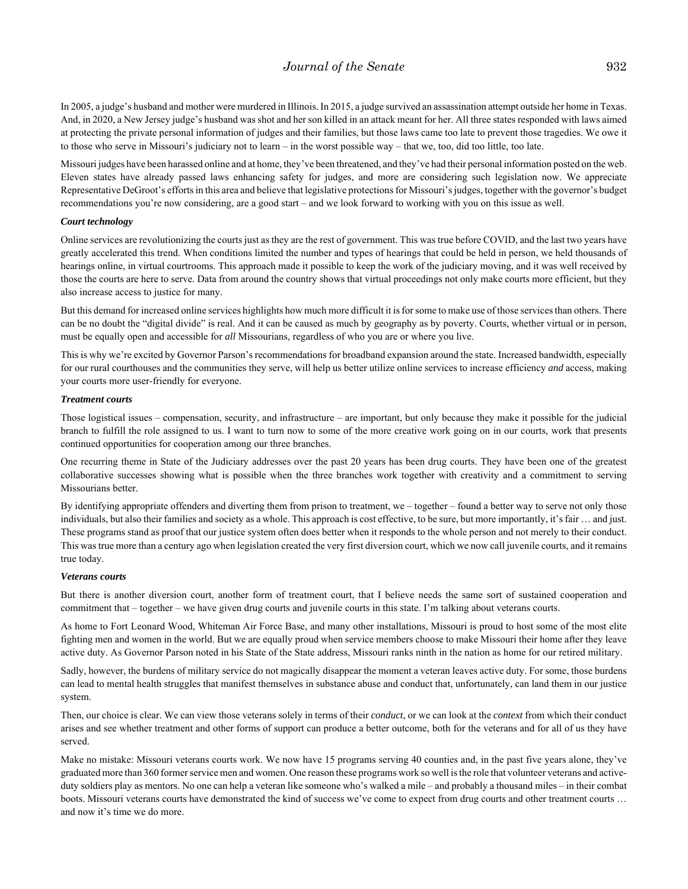In 2005, a judge's husband and mother were murdered in Illinois. In 2015, a judge survived an assassination attempt outside her home in Texas. And, in 2020, a New Jersey judge's husband was shot and her son killed in an attack meant for her. All three states responded with laws aimed at protecting the private personal information of judges and their families, but those laws came too late to prevent those tragedies. We owe it to those who serve in Missouri's judiciary not to learn – in the worst possible way – that we, too, did too little, too late.

Missouri judges have been harassed online and at home, they've been threatened, and they've had their personal information posted on the web. Eleven states have already passed laws enhancing safety for judges, and more are considering such legislation now. We appreciate Representative DeGroot's efforts in this area and believe that legislative protections for Missouri's judges, together with the governor's budget recommendations you're now considering, are a good start – and we look forward to working with you on this issue as well.

***Court technology***

Online services are revolutionizing the courts just as they are the rest of government. This was true before COVID, and the last two years have greatly accelerated this trend. When conditions limited the number and types of hearings that could be held in person, we held thousands of hearings online, in virtual courtrooms. This approach made it possible to keep the work of the judiciary moving, and it was well received by those the courts are here to serve. Data from around the country shows that virtual proceedings not only make courts more efficient, but they also increase access to justice for many.

But this demand for increased online services highlights how much more difficult it is for some to make use of those services than others. There can be no doubt the "digital divide" is real. And it can be caused as much by geography as by poverty. Courts, whether virtual or in person, must be equally open and accessible for *all* Missourians, regardless of who you are or where you live.

This is why we're excited by Governor Parson's recommendations for broadband expansion around the state. Increased bandwidth, especially for our rural courthouses and the communities they serve, will help us better utilize online services to increase efficiency *and* access, making your courts more user-friendly for everyone.

***Treatment courts***

Those logistical issues – compensation, security, and infrastructure – are important, but only because they make it possible for the judicial branch to fulfill the role assigned to us. I want to turn now to some of the more creative work going on in our courts, work that presents continued opportunities for cooperation among our three branches.

One recurring theme in State of the Judiciary addresses over the past 20 years has been drug courts. They have been one of the greatest collaborative successes showing what is possible when the three branches work together with creativity and a commitment to serving Missourians better.

By identifying appropriate offenders and diverting them from prison to treatment, we – together – found a better way to serve not only those individuals, but also their families and society as a whole. This approach is cost effective, to be sure, but more importantly, it's fair … and just. These programs stand as proof that our justice system often does better when it responds to the whole person and not merely to their conduct. This was true more than a century ago when legislation created the very first diversion court, which we now call juvenile courts, and it remains true today.

***Veterans courts***

But there is another diversion court, another form of treatment court, that I believe needs the same sort of sustained cooperation and commitment that – together – we have given drug courts and juvenile courts in this state. I'm talking about veterans courts.

As home to Fort Leonard Wood, Whiteman Air Force Base, and many other installations, Missouri is proud to host some of the most elite fighting men and women in the world. But we are equally proud when service members choose to make Missouri their home after they leave active duty. As Governor Parson noted in his State of the State address, Missouri ranks ninth in the nation as home for our retired military.

Sadly, however, the burdens of military service do not magically disappear the moment a veteran leaves active duty. For some, those burdens can lead to mental health struggles that manifest themselves in substance abuse and conduct that, unfortunately, can land them in our justice system.

Then, our choice is clear. We can view those veterans solely in terms of their *conduct*, or we can look at the *context* from which their conduct arises and see whether treatment and other forms of support can produce a better outcome, both for the veterans and for all of us they have served.

Make no mistake: Missouri veterans courts work. We now have 15 programs serving 40 counties and, in the past five years alone, they've graduated more than 360 former service men and women. One reason these programs work so well is the role that volunteer veterans and active-duty soldiers play as mentors. No one can help a veteran like someone who's walked a mile – and probably a thousand miles – in their combat boots. Missouri veterans courts have demonstrated the kind of success we've come to expect from drug courts and other treatment courts … and now it's time we do more.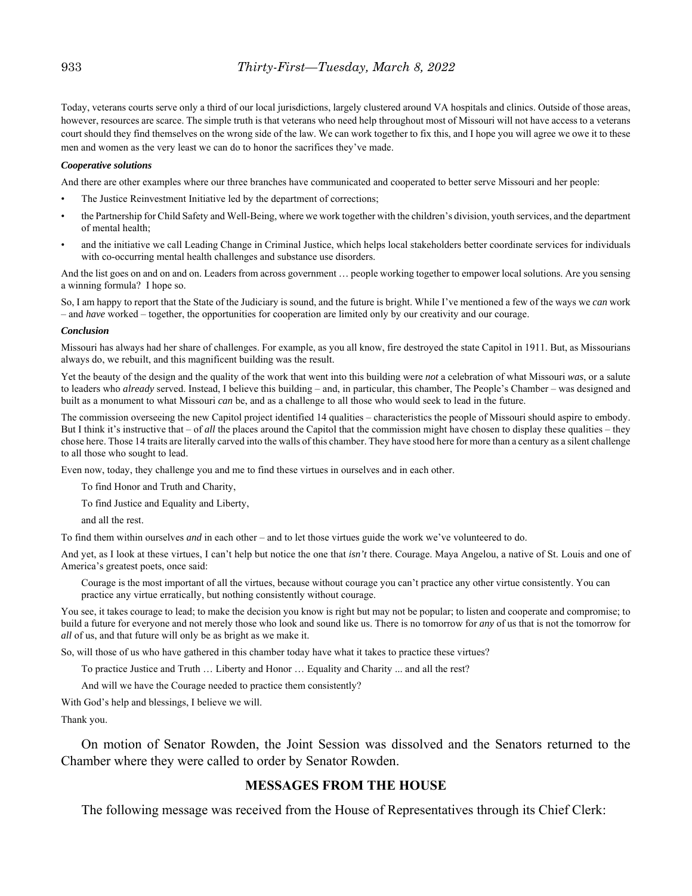Today, veterans courts serve only a third of our local jurisdictions, largely clustered around VA hospitals and clinics. Outside of those areas, however, resources are scarce. The simple truth is that veterans who need help throughout most of Missouri will not have access to a veterans court should they find themselves on the wrong side of the law. We can work together to fix this, and I hope you will agree we owe it to these men and women as the very least we can do to honor the sacrifices they've made.

***Cooperative solutions***

And there are other examples where our three branches have communicated and cooperated to better serve Missouri and her people:

- The Justice Reinvestment Initiative led by the department of corrections;
- the Partnership for Child Safety and Well-Being, where we work together with the children's division, youth services, and the department of mental health;
- and the initiative we call Leading Change in Criminal Justice, which helps local stakeholders better coordinate services for individuals with co-occurring mental health challenges and substance use disorders.

And the list goes on and on and on. Leaders from across government … people working together to empower local solutions. Are you sensing a winning formula? I hope so.

So, I am happy to report that the State of the Judiciary is sound, and the future is bright. While I've mentioned a few of the ways we *can* work – and *have* worked – together, the opportunities for cooperation are limited only by our creativity and our courage.

***Conclusion***

Missouri has always had her share of challenges. For example, as you all know, fire destroyed the state Capitol in 1911. But, as Missourians always do, we rebuilt, and this magnificent building was the result.

Yet the beauty of the design and the quality of the work that went into this building were *not* a celebration of what Missouri *was*, or a salute to leaders who *already* served. Instead, I believe this building – and, in particular, this chamber, The People's Chamber – was designed and built as a monument to what Missouri *can* be, and as a challenge to all those who would seek to lead in the future.

The commission overseeing the new Capitol project identified 14 qualities – characteristics the people of Missouri should aspire to embody. But I think it's instructive that – of *all* the places around the Capitol that the commission might have chosen to display these qualities – they chose here. Those 14 traits are literally carved into the walls of this chamber. They have stood here for more than a century as a silent challenge to all those who sought to lead.

Even now, today, they challenge you and me to find these virtues in ourselves and in each other.

> To find Honor and Truth and Charity,
>
> To find Justice and Equality and Liberty,
>
> and all the rest.

To find them within ourselves *and* in each other – and to let those virtues guide the work we've volunteered to do.

And yet, as I look at these virtues, I can't help but notice the one that *isn't* there. Courage. Maya Angelou, a native of St. Louis and one of America's greatest poets, once said:

> Courage is the most important of all the virtues, because without courage you can't practice any other virtue consistently. You can practice any virtue erratically, but nothing consistently without courage.

You see, it takes courage to lead; to make the decision you know is right but may not be popular; to listen and cooperate and compromise; to build a future for everyone and not merely those who look and sound like us. There is no tomorrow for *any* of us that is not the tomorrow for *all* of us, and that future will only be as bright as we make it.

So, will those of us who have gathered in this chamber today have what it takes to practice these virtues?

> To practice Justice and Truth … Liberty and Honor … Equality and Charity ... and all the rest?
>
> And will we have the Courage needed to practice them consistently?

With God's help and blessings, I believe we will.

Thank you.

On motion of Senator Rowden, the Joint Session was dissolved and the Senators returned to the Chamber where they were called to order by Senator Rowden.

## MESSAGES FROM THE HOUSE

The following message was received from the House of Representatives through its Chief Clerk: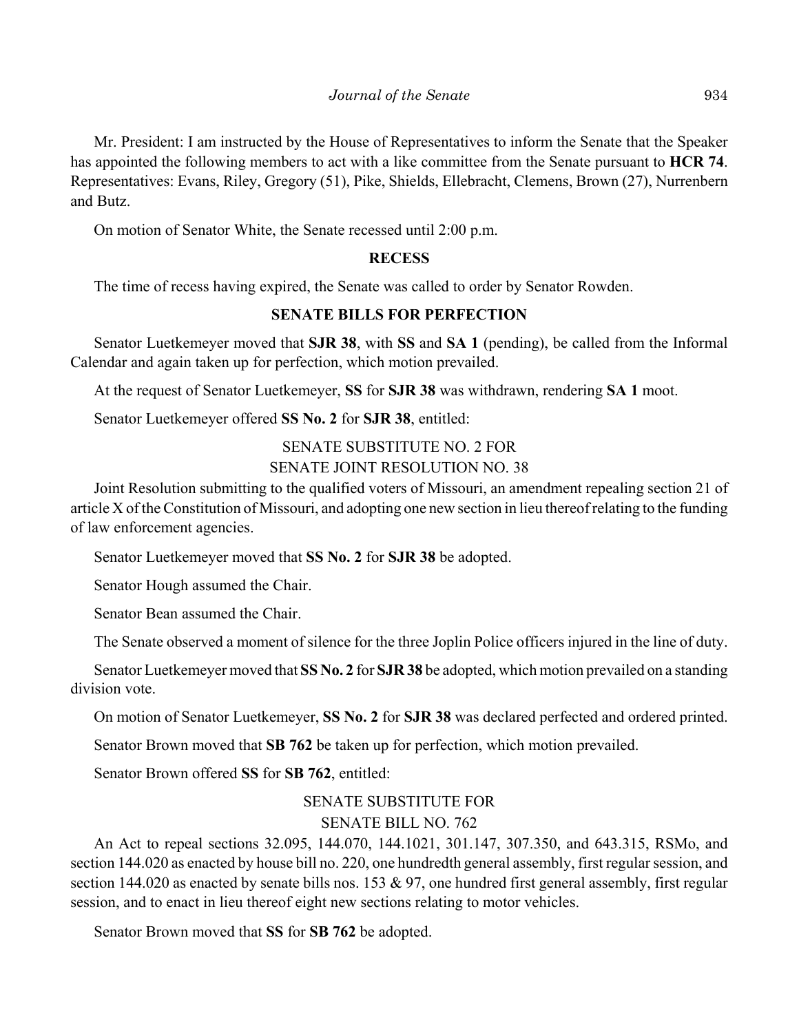Mr. President: I am instructed by the House of Representatives to inform the Senate that the Speaker has appointed the following members to act with a like committee from the Senate pursuant to **HCR 74**. Representatives: Evans, Riley, Gregory (51), Pike, Shields, Ellebracht, Clemens, Brown (27), Nurrenbern and Butz.

On motion of Senator White, the Senate recessed until 2:00 p.m.

**RECESS**

The time of recess having expired, the Senate was called to order by Senator Rowden.

**SENATE BILLS FOR PERFECTION**

Senator Luetkemeyer moved that **SJR 38**, with **SS** and **SA 1** (pending), be called from the Informal Calendar and again taken up for perfection, which motion prevailed.

At the request of Senator Luetkemeyer, **SS** for **SJR 38** was withdrawn, rendering **SA 1** moot.

Senator Luetkemeyer offered **SS No. 2** for **SJR 38**, entitled:

SENATE SUBSTITUTE NO. 2 FOR
SENATE JOINT RESOLUTION NO. 38

Joint Resolution submitting to the qualified voters of Missouri, an amendment repealing section 21 of article X of the Constitution of Missouri, and adopting one new section in lieu thereof relating to the funding of law enforcement agencies.

Senator Luetkemeyer moved that **SS No. 2** for **SJR 38** be adopted.

Senator Hough assumed the Chair.

Senator Bean assumed the Chair.

The Senate observed a moment of silence for the three Joplin Police officers injured in the line of duty.

Senator Luetkemeyer moved that **SS No. 2** for **SJR 38** be adopted, which motion prevailed on a standing division vote.

On motion of Senator Luetkemeyer, **SS No. 2** for **SJR 38** was declared perfected and ordered printed.

Senator Brown moved that **SB 762** be taken up for perfection, which motion prevailed.

Senator Brown offered **SS** for **SB 762**, entitled:

SENATE SUBSTITUTE FOR
SENATE BILL NO. 762

An Act to repeal sections 32.095, 144.070, 144.1021, 301.147, 307.350, and 643.315, RSMo, and section 144.020 as enacted by house bill no. 220, one hundredth general assembly, first regular session, and section 144.020 as enacted by senate bills nos. 153 & 97, one hundred first general assembly, first regular session, and to enact in lieu thereof eight new sections relating to motor vehicles.

Senator Brown moved that **SS** for **SB 762** be adopted.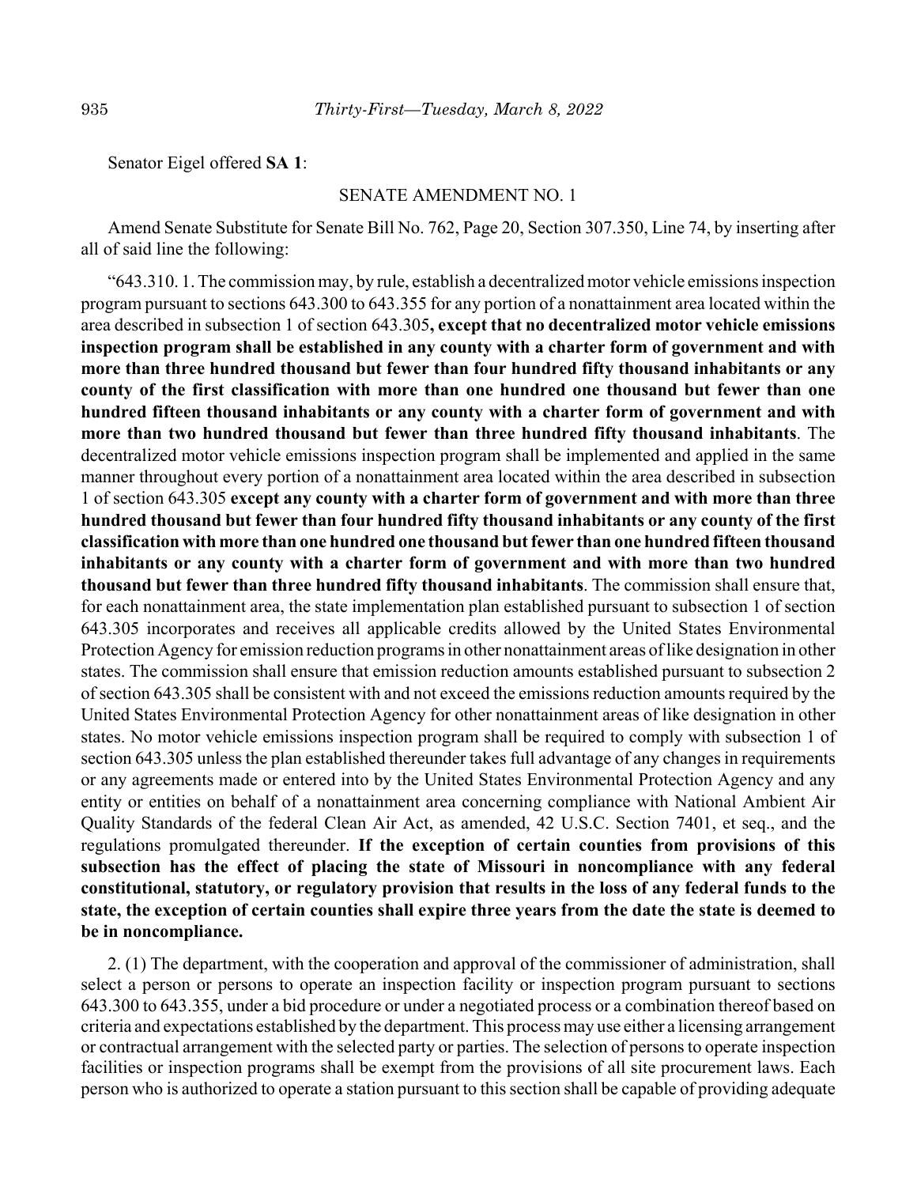Senator Eigel offered **SA 1**:

SENATE AMENDMENT NO. 1

Amend Senate Substitute for Senate Bill No. 762, Page 20, Section 307.350, Line 74, by inserting after all of said line the following:

"643.310. 1. The commission may, by rule, establish a decentralized motor vehicle emissions inspection program pursuant to sections 643.300 to 643.355 for any portion of a nonattainment area located within the area described in subsection 1 of section 643.305**, except that no decentralized motor vehicle emissions inspection program shall be established in any county with a charter form of government and with more than three hundred thousand but fewer than four hundred fifty thousand inhabitants or any county of the first classification with more than one hundred one thousand but fewer than one hundred fifteen thousand inhabitants or any county with a charter form of government and with more than two hundred thousand but fewer than three hundred fifty thousand inhabitants**. The decentralized motor vehicle emissions inspection program shall be implemented and applied in the same manner throughout every portion of a nonattainment area located within the area described in subsection 1 of section 643.305 **except any county with a charter form of government and with more than three hundred thousand but fewer than four hundred fifty thousand inhabitants or any county of the first classification with more than one hundred one thousand but fewer than one hundred fifteen thousand inhabitants or any county with a charter form of government and with more than two hundred thousand but fewer than three hundred fifty thousand inhabitants**. The commission shall ensure that, for each nonattainment area, the state implementation plan established pursuant to subsection 1 of section 643.305 incorporates and receives all applicable credits allowed by the United States Environmental Protection Agency for emission reduction programs in other nonattainment areas of like designation in other states. The commission shall ensure that emission reduction amounts established pursuant to subsection 2 of section 643.305 shall be consistent with and not exceed the emissions reduction amounts required by the United States Environmental Protection Agency for other nonattainment areas of like designation in other states. No motor vehicle emissions inspection program shall be required to comply with subsection 1 of section 643.305 unless the plan established thereunder takes full advantage of any changes in requirements or any agreements made or entered into by the United States Environmental Protection Agency and any entity or entities on behalf of a nonattainment area concerning compliance with National Ambient Air Quality Standards of the federal Clean Air Act, as amended, 42 U.S.C. Section 7401, et seq., and the regulations promulgated thereunder. **If the exception of certain counties from provisions of this subsection has the effect of placing the state of Missouri in noncompliance with any federal constitutional, statutory, or regulatory provision that results in the loss of any federal funds to the state, the exception of certain counties shall expire three years from the date the state is deemed to be in noncompliance.**

2. (1) The department, with the cooperation and approval of the commissioner of administration, shall select a person or persons to operate an inspection facility or inspection program pursuant to sections 643.300 to 643.355, under a bid procedure or under a negotiated process or a combination thereof based on criteria and expectations established by the department. This process may use either a licensing arrangement or contractual arrangement with the selected party or parties. The selection of persons to operate inspection facilities or inspection programs shall be exempt from the provisions of all site procurement laws. Each person who is authorized to operate a station pursuant to this section shall be capable of providing adequate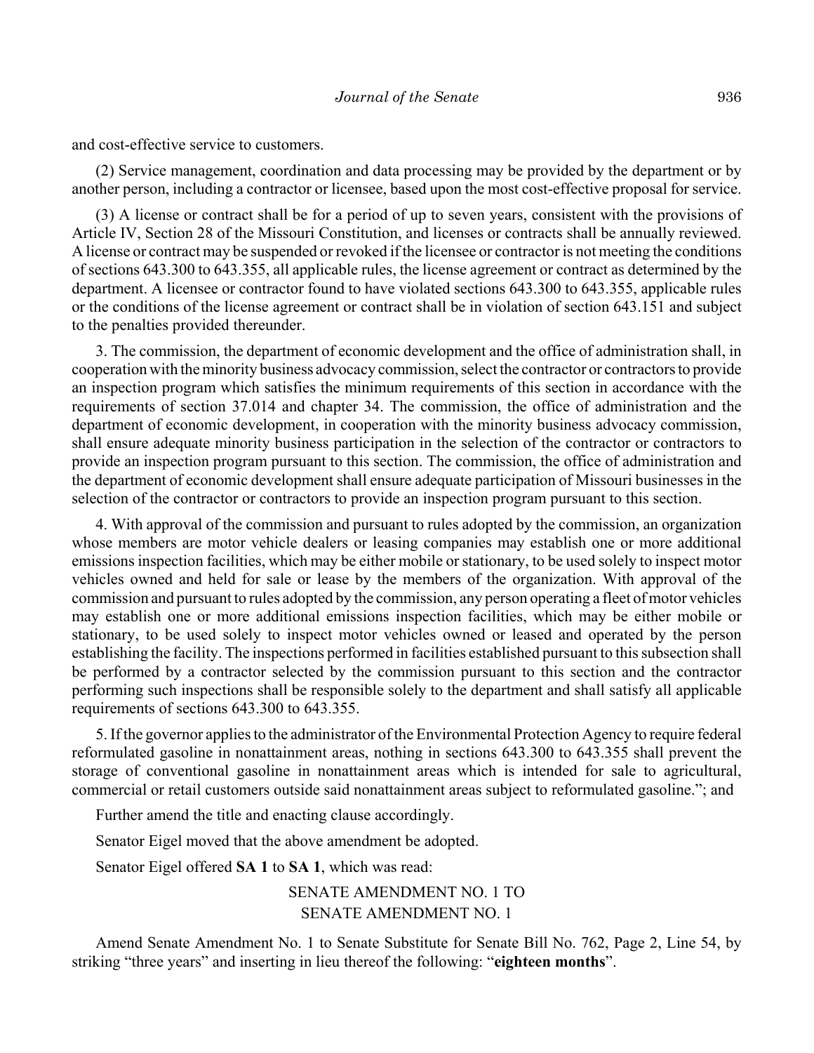and cost-effective service to customers.

(2) Service management, coordination and data processing may be provided by the department or by another person, including a contractor or licensee, based upon the most cost-effective proposal for service.

(3) A license or contract shall be for a period of up to seven years, consistent with the provisions of Article IV, Section 28 of the Missouri Constitution, and licenses or contracts shall be annually reviewed. A license or contract may be suspended or revoked if the licensee or contractor is not meeting the conditions of sections 643.300 to 643.355, all applicable rules, the license agreement or contract as determined by the department. A licensee or contractor found to have violated sections 643.300 to 643.355, applicable rules or the conditions of the license agreement or contract shall be in violation of section 643.151 and subject to the penalties provided thereunder.

3. The commission, the department of economic development and the office of administration shall, in cooperation with the minority business advocacy commission, select the contractor or contractors to provide an inspection program which satisfies the minimum requirements of this section in accordance with the requirements of section 37.014 and chapter 34. The commission, the office of administration and the department of economic development, in cooperation with the minority business advocacy commission, shall ensure adequate minority business participation in the selection of the contractor or contractors to provide an inspection program pursuant to this section. The commission, the office of administration and the department of economic development shall ensure adequate participation of Missouri businesses in the selection of the contractor or contractors to provide an inspection program pursuant to this section.

4. With approval of the commission and pursuant to rules adopted by the commission, an organization whose members are motor vehicle dealers or leasing companies may establish one or more additional emissions inspection facilities, which may be either mobile or stationary, to be used solely to inspect motor vehicles owned and held for sale or lease by the members of the organization. With approval of the commission and pursuant to rules adopted by the commission, any person operating a fleet of motor vehicles may establish one or more additional emissions inspection facilities, which may be either mobile or stationary, to be used solely to inspect motor vehicles owned or leased and operated by the person establishing the facility. The inspections performed in facilities established pursuant to this subsection shall be performed by a contractor selected by the commission pursuant to this section and the contractor performing such inspections shall be responsible solely to the department and shall satisfy all applicable requirements of sections 643.300 to 643.355.

5. If the governor applies to the administrator of the Environmental Protection Agency to require federal reformulated gasoline in nonattainment areas, nothing in sections 643.300 to 643.355 shall prevent the storage of conventional gasoline in nonattainment areas which is intended for sale to agricultural, commercial or retail customers outside said nonattainment areas subject to reformulated gasoline."; and

Further amend the title and enacting clause accordingly.

Senator Eigel moved that the above amendment be adopted.

Senator Eigel offered **SA 1** to **SA 1**, which was read:

SENATE AMENDMENT NO. 1 TO
SENATE AMENDMENT NO. 1

Amend Senate Amendment No. 1 to Senate Substitute for Senate Bill No. 762, Page 2, Line 54, by striking "three years" and inserting in lieu thereof the following: "**eighteen months**".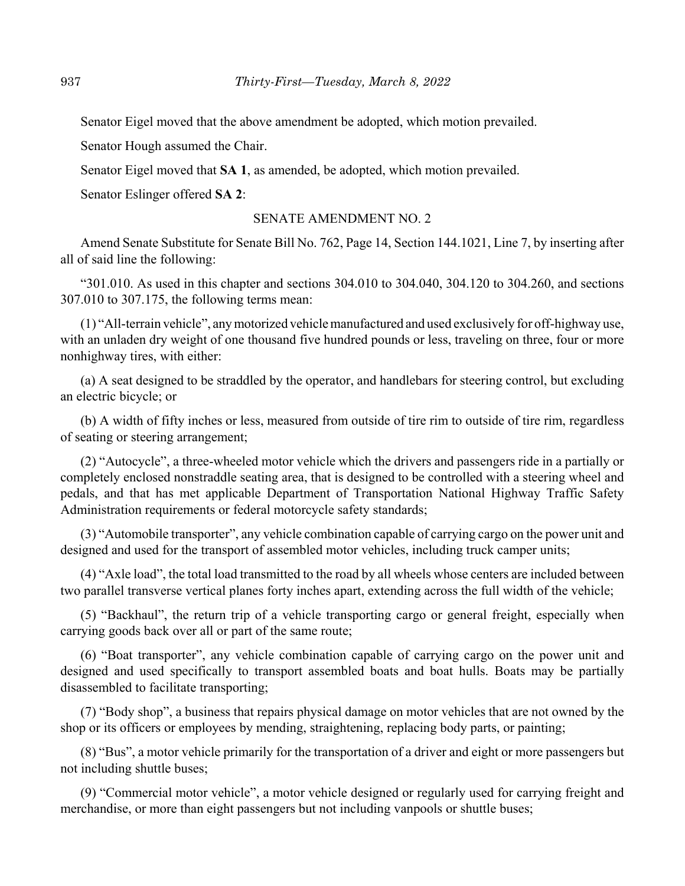Senator Eigel moved that the above amendment be adopted, which motion prevailed.

Senator Hough assumed the Chair.

Senator Eigel moved that **SA 1**, as amended, be adopted, which motion prevailed.

Senator Eslinger offered **SA 2**:

SENATE AMENDMENT NO. 2

Amend Senate Substitute for Senate Bill No. 762, Page 14, Section 144.1021, Line 7, by inserting after all of said line the following:

"301.010. As used in this chapter and sections 304.010 to 304.040, 304.120 to 304.260, and sections 307.010 to 307.175, the following terms mean:

(1) "All-terrain vehicle", any motorized vehicle manufactured and used exclusively for off-highway use, with an unladen dry weight of one thousand five hundred pounds or less, traveling on three, four or more nonhighway tires, with either:

(a) A seat designed to be straddled by the operator, and handlebars for steering control, but excluding an electric bicycle; or

(b) A width of fifty inches or less, measured from outside of tire rim to outside of tire rim, regardless of seating or steering arrangement;

(2) "Autocycle", a three-wheeled motor vehicle which the drivers and passengers ride in a partially or completely enclosed nonstraddle seating area, that is designed to be controlled with a steering wheel and pedals, and that has met applicable Department of Transportation National Highway Traffic Safety Administration requirements or federal motorcycle safety standards;

(3) "Automobile transporter", any vehicle combination capable of carrying cargo on the power unit and designed and used for the transport of assembled motor vehicles, including truck camper units;

(4) "Axle load", the total load transmitted to the road by all wheels whose centers are included between two parallel transverse vertical planes forty inches apart, extending across the full width of the vehicle;

(5) "Backhaul", the return trip of a vehicle transporting cargo or general freight, especially when carrying goods back over all or part of the same route;

(6) "Boat transporter", any vehicle combination capable of carrying cargo on the power unit and designed and used specifically to transport assembled boats and boat hulls. Boats may be partially disassembled to facilitate transporting;

(7) "Body shop", a business that repairs physical damage on motor vehicles that are not owned by the shop or its officers or employees by mending, straightening, replacing body parts, or painting;

(8) "Bus", a motor vehicle primarily for the transportation of a driver and eight or more passengers but not including shuttle buses;

(9) "Commercial motor vehicle", a motor vehicle designed or regularly used for carrying freight and merchandise, or more than eight passengers but not including vanpools or shuttle buses;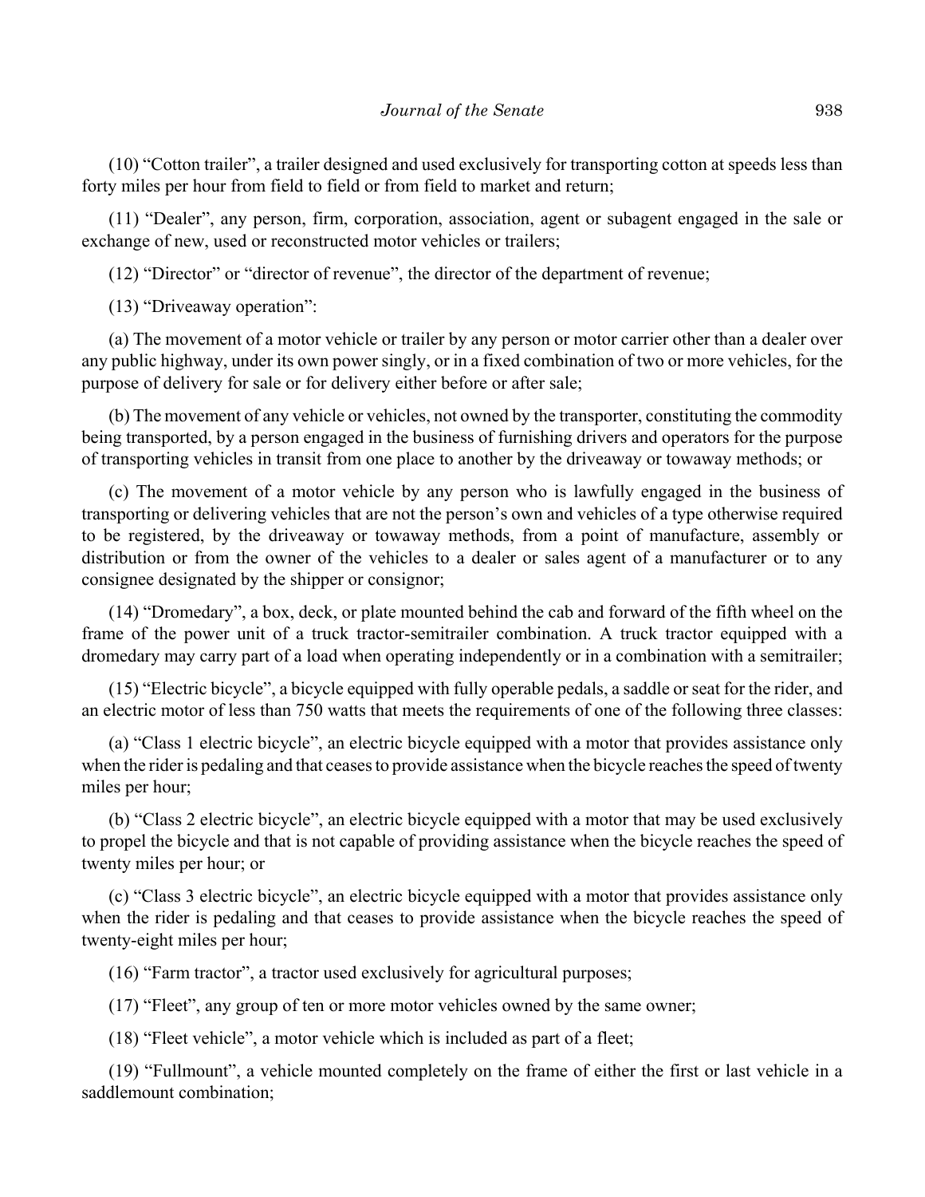(10) "Cotton trailer", a trailer designed and used exclusively for transporting cotton at speeds less than forty miles per hour from field to field or from field to market and return;

(11) "Dealer", any person, firm, corporation, association, agent or subagent engaged in the sale or exchange of new, used or reconstructed motor vehicles or trailers;

(12) "Director" or "director of revenue", the director of the department of revenue;

(13) "Driveaway operation":

(a) The movement of a motor vehicle or trailer by any person or motor carrier other than a dealer over any public highway, under its own power singly, or in a fixed combination of two or more vehicles, for the purpose of delivery for sale or for delivery either before or after sale;

(b) The movement of any vehicle or vehicles, not owned by the transporter, constituting the commodity being transported, by a person engaged in the business of furnishing drivers and operators for the purpose of transporting vehicles in transit from one place to another by the driveaway or towaway methods; or

(c) The movement of a motor vehicle by any person who is lawfully engaged in the business of transporting or delivering vehicles that are not the person's own and vehicles of a type otherwise required to be registered, by the driveaway or towaway methods, from a point of manufacture, assembly or distribution or from the owner of the vehicles to a dealer or sales agent of a manufacturer or to any consignee designated by the shipper or consignor;

(14) "Dromedary", a box, deck, or plate mounted behind the cab and forward of the fifth wheel on the frame of the power unit of a truck tractor-semitrailer combination. A truck tractor equipped with a dromedary may carry part of a load when operating independently or in a combination with a semitrailer;

(15) "Electric bicycle", a bicycle equipped with fully operable pedals, a saddle or seat for the rider, and an electric motor of less than 750 watts that meets the requirements of one of the following three classes:

(a) "Class 1 electric bicycle", an electric bicycle equipped with a motor that provides assistance only when the rider is pedaling and that ceases to provide assistance when the bicycle reaches the speed of twenty miles per hour;

(b) "Class 2 electric bicycle", an electric bicycle equipped with a motor that may be used exclusively to propel the bicycle and that is not capable of providing assistance when the bicycle reaches the speed of twenty miles per hour; or

(c) "Class 3 electric bicycle", an electric bicycle equipped with a motor that provides assistance only when the rider is pedaling and that ceases to provide assistance when the bicycle reaches the speed of twenty-eight miles per hour;

(16) "Farm tractor", a tractor used exclusively for agricultural purposes;

(17) "Fleet", any group of ten or more motor vehicles owned by the same owner;

(18) "Fleet vehicle", a motor vehicle which is included as part of a fleet;

(19) "Fullmount", a vehicle mounted completely on the frame of either the first or last vehicle in a saddlemount combination;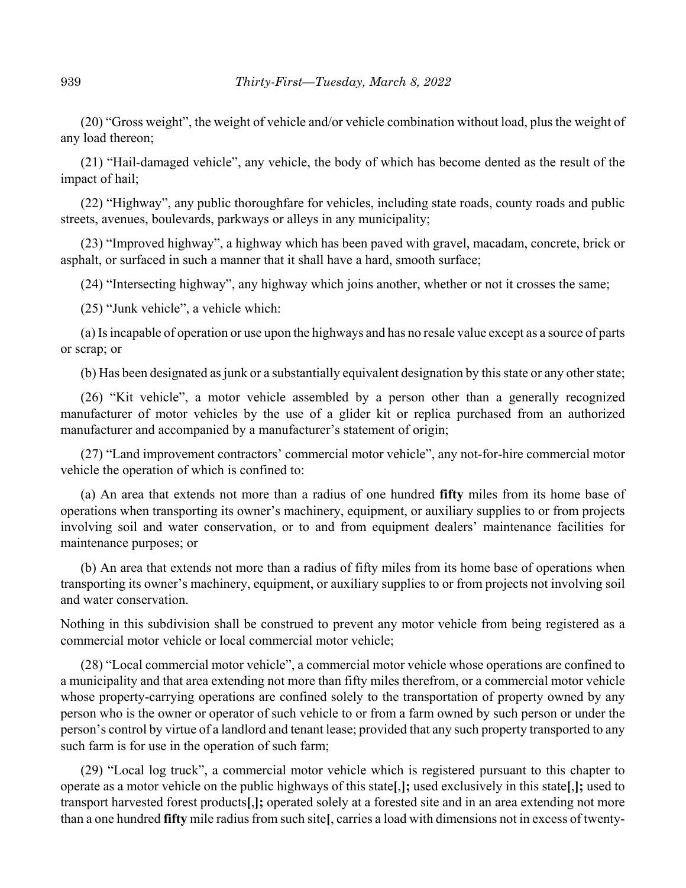(20) “Gross weight”, the weight of vehicle and/or vehicle combination without load, plus the weight of any load thereon;

(21) “Hail-damaged vehicle”, any vehicle, the body of which has become dented as the result of the impact of hail;

(22) “Highway”, any public thoroughfare for vehicles, including state roads, county roads and public streets, avenues, boulevards, parkways or alleys in any municipality;

(23) “Improved highway”, a highway which has been paved with gravel, macadam, concrete, brick or asphalt, or surfaced in such a manner that it shall have a hard, smooth surface;

(24) “Intersecting highway”, any highway which joins another, whether or not it crosses the same;

(25) “Junk vehicle”, a vehicle which:

(a) Is incapable of operation or use upon the highways and has no resale value except as a source of parts or scrap; or

(b) Has been designated as junk or a substantially equivalent designation by this state or any other state;

(26) “Kit vehicle”, a motor vehicle assembled by a person other than a generally recognized manufacturer of motor vehicles by the use of a glider kit or replica purchased from an authorized manufacturer and accompanied by a manufacturer’s statement of origin;

(27) “Land improvement contractors’ commercial motor vehicle”, any not-for-hire commercial motor vehicle the operation of which is confined to:

(a) An area that extends not more than a radius of one hundred **fifty** miles from its home base of operations when transporting its owner’s machinery, equipment, or auxiliary supplies to or from projects involving soil and water conservation, or to and from equipment dealers’ maintenance facilities for maintenance purposes; or

(b) An area that extends not more than a radius of fifty miles from its home base of operations when transporting its owner’s machinery, equipment, or auxiliary supplies to or from projects not involving soil and water conservation.

Nothing in this subdivision shall be construed to prevent any motor vehicle from being registered as a commercial motor vehicle or local commercial motor vehicle;

(28) “Local commercial motor vehicle”, a commercial motor vehicle whose operations are confined to a municipality and that area extending not more than fifty miles therefrom, or a commercial motor vehicle whose property-carrying operations are confined solely to the transportation of property owned by any person who is the owner or operator of such vehicle to or from a farm owned by such person or under the person’s control by virtue of a landlord and tenant lease; provided that any such property transported to any such farm is for use in the operation of such farm;

(29) “Local log truck”, a commercial motor vehicle which is registered pursuant to this chapter to operate as a motor vehicle on the public highways of this state**[**,**];** used exclusively in this state**[**,**];** used to transport harvested forest products**[**,**];** operated solely at a forested site and in an area extending not more than a one hundred **fifty** mile radius from such site**[**, carries a load with dimensions not in excess of twenty-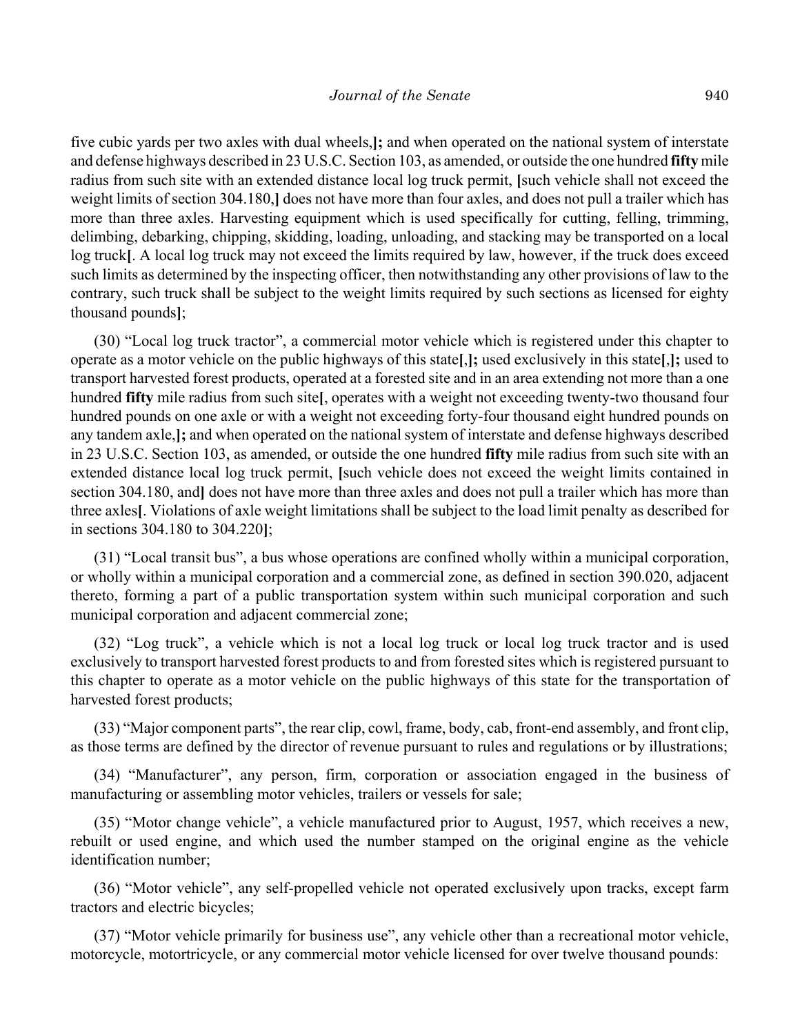five cubic yards per two axles with dual wheels,**];** and when operated on the national system of interstate and defense highways described in 23 U.S.C. Section 103, as amended, or outside the one hundred **fifty** mile radius from such site with an extended distance local log truck permit, **[**such vehicle shall not exceed the weight limits of section 304.180,**]** does not have more than four axles, and does not pull a trailer which has more than three axles. Harvesting equipment which is used specifically for cutting, felling, trimming, delimbing, debarking, chipping, skidding, loading, unloading, and stacking may be transported on a local log truck**[**. A local log truck may not exceed the limits required by law, however, if the truck does exceed such limits as determined by the inspecting officer, then notwithstanding any other provisions of law to the contrary, such truck shall be subject to the weight limits required by such sections as licensed for eighty thousand pounds**]**;

(30) "Local log truck tractor", a commercial motor vehicle which is registered under this chapter to operate as a motor vehicle on the public highways of this state**[**,**];** used exclusively in this state**[**,**];** used to transport harvested forest products, operated at a forested site and in an area extending not more than a one hundred **fifty** mile radius from such site**[**, operates with a weight not exceeding twenty-two thousand four hundred pounds on one axle or with a weight not exceeding forty-four thousand eight hundred pounds on any tandem axle,**];** and when operated on the national system of interstate and defense highways described in 23 U.S.C. Section 103, as amended, or outside the one hundred **fifty** mile radius from such site with an extended distance local log truck permit, **[**such vehicle does not exceed the weight limits contained in section 304.180, and**]** does not have more than three axles and does not pull a trailer which has more than three axles**[**. Violations of axle weight limitations shall be subject to the load limit penalty as described for in sections 304.180 to 304.220**]**;

(31) "Local transit bus", a bus whose operations are confined wholly within a municipal corporation, or wholly within a municipal corporation and a commercial zone, as defined in section 390.020, adjacent thereto, forming a part of a public transportation system within such municipal corporation and such municipal corporation and adjacent commercial zone;

(32) "Log truck", a vehicle which is not a local log truck or local log truck tractor and is used exclusively to transport harvested forest products to and from forested sites which is registered pursuant to this chapter to operate as a motor vehicle on the public highways of this state for the transportation of harvested forest products;

(33) "Major component parts", the rear clip, cowl, frame, body, cab, front-end assembly, and front clip, as those terms are defined by the director of revenue pursuant to rules and regulations or by illustrations;

(34) "Manufacturer", any person, firm, corporation or association engaged in the business of manufacturing or assembling motor vehicles, trailers or vessels for sale;

(35) "Motor change vehicle", a vehicle manufactured prior to August, 1957, which receives a new, rebuilt or used engine, and which used the number stamped on the original engine as the vehicle identification number;

(36) "Motor vehicle", any self-propelled vehicle not operated exclusively upon tracks, except farm tractors and electric bicycles;

(37) "Motor vehicle primarily for business use", any vehicle other than a recreational motor vehicle, motorcycle, motortricycle, or any commercial motor vehicle licensed for over twelve thousand pounds: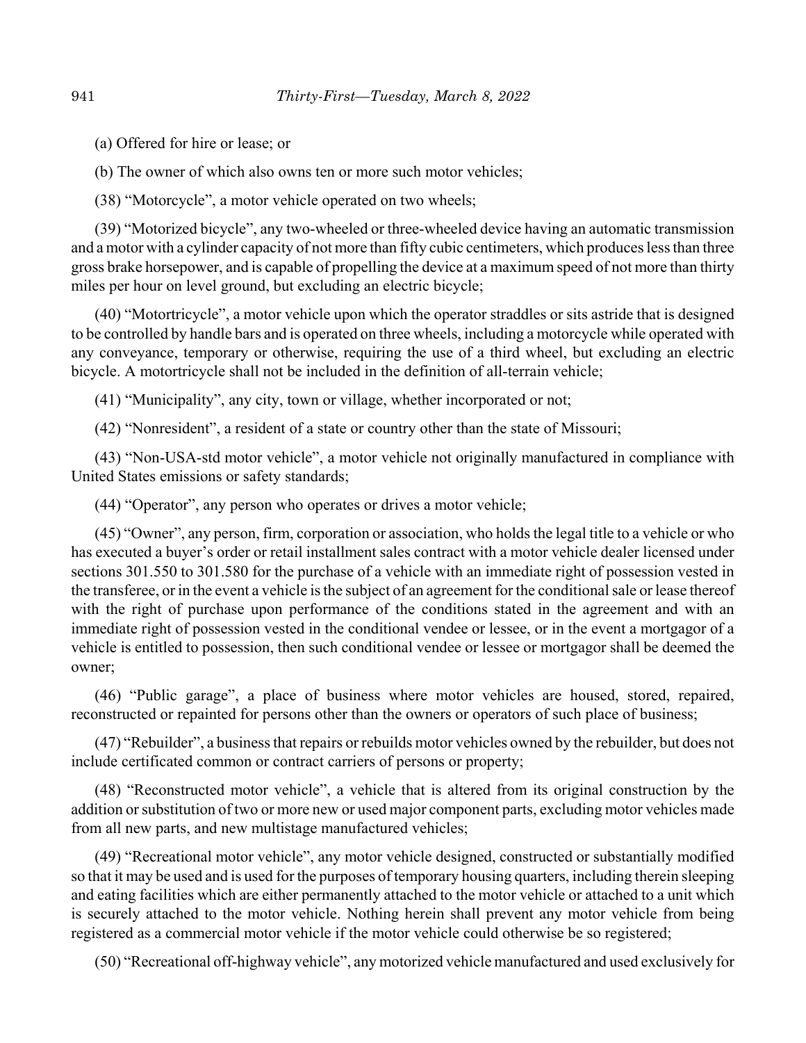(a) Offered for hire or lease; or

(b) The owner of which also owns ten or more such motor vehicles;

(38) "Motorcycle", a motor vehicle operated on two wheels;

(39) "Motorized bicycle", any two-wheeled or three-wheeled device having an automatic transmission and a motor with a cylinder capacity of not more than fifty cubic centimeters, which produces less than three gross brake horsepower, and is capable of propelling the device at a maximum speed of not more than thirty miles per hour on level ground, but excluding an electric bicycle;

(40) "Motortricycle", a motor vehicle upon which the operator straddles or sits astride that is designed to be controlled by handle bars and is operated on three wheels, including a motorcycle while operated with any conveyance, temporary or otherwise, requiring the use of a third wheel, but excluding an electric bicycle. A motortricycle shall not be included in the definition of all-terrain vehicle;

(41) "Municipality", any city, town or village, whether incorporated or not;

(42) "Nonresident", a resident of a state or country other than the state of Missouri;

(43) "Non-USA-std motor vehicle", a motor vehicle not originally manufactured in compliance with United States emissions or safety standards;

(44) "Operator", any person who operates or drives a motor vehicle;

(45) "Owner", any person, firm, corporation or association, who holds the legal title to a vehicle or who has executed a buyer's order or retail installment sales contract with a motor vehicle dealer licensed under sections 301.550 to 301.580 for the purchase of a vehicle with an immediate right of possession vested in the transferee, or in the event a vehicle is the subject of an agreement for the conditional sale or lease thereof with the right of purchase upon performance of the conditions stated in the agreement and with an immediate right of possession vested in the conditional vendee or lessee, or in the event a mortgagor of a vehicle is entitled to possession, then such conditional vendee or lessee or mortgagor shall be deemed the owner;

(46) "Public garage", a place of business where motor vehicles are housed, stored, repaired, reconstructed or repainted for persons other than the owners or operators of such place of business;

(47) "Rebuilder", a business that repairs or rebuilds motor vehicles owned by the rebuilder, but does not include certificated common or contract carriers of persons or property;

(48) "Reconstructed motor vehicle", a vehicle that is altered from its original construction by the addition or substitution of two or more new or used major component parts, excluding motor vehicles made from all new parts, and new multistage manufactured vehicles;

(49) "Recreational motor vehicle", any motor vehicle designed, constructed or substantially modified so that it may be used and is used for the purposes of temporary housing quarters, including therein sleeping and eating facilities which are either permanently attached to the motor vehicle or attached to a unit which is securely attached to the motor vehicle. Nothing herein shall prevent any motor vehicle from being registered as a commercial motor vehicle if the motor vehicle could otherwise be so registered;

(50) "Recreational off-highway vehicle", any motorized vehicle manufactured and used exclusively for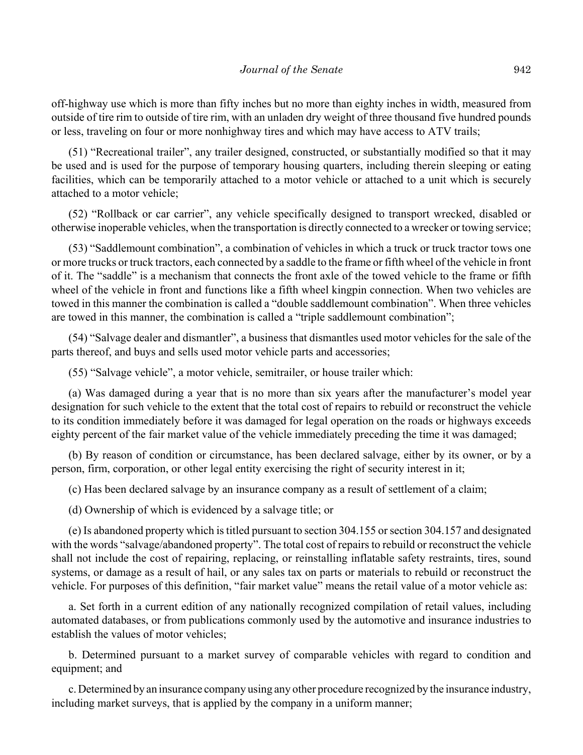off-highway use which is more than fifty inches but no more than eighty inches in width, measured from outside of tire rim to outside of tire rim, with an unladen dry weight of three thousand five hundred pounds or less, traveling on four or more nonhighway tires and which may have access to ATV trails;

(51) "Recreational trailer", any trailer designed, constructed, or substantially modified so that it may be used and is used for the purpose of temporary housing quarters, including therein sleeping or eating facilities, which can be temporarily attached to a motor vehicle or attached to a unit which is securely attached to a motor vehicle;

(52) "Rollback or car carrier", any vehicle specifically designed to transport wrecked, disabled or otherwise inoperable vehicles, when the transportation is directly connected to a wrecker or towing service;

(53) "Saddlemount combination", a combination of vehicles in which a truck or truck tractor tows one or more trucks or truck tractors, each connected by a saddle to the frame or fifth wheel of the vehicle in front of it. The "saddle" is a mechanism that connects the front axle of the towed vehicle to the frame or fifth wheel of the vehicle in front and functions like a fifth wheel kingpin connection. When two vehicles are towed in this manner the combination is called a "double saddlemount combination". When three vehicles are towed in this manner, the combination is called a "triple saddlemount combination";

(54) "Salvage dealer and dismantler", a business that dismantles used motor vehicles for the sale of the parts thereof, and buys and sells used motor vehicle parts and accessories;

(55) "Salvage vehicle", a motor vehicle, semitrailer, or house trailer which:

(a) Was damaged during a year that is no more than six years after the manufacturer's model year designation for such vehicle to the extent that the total cost of repairs to rebuild or reconstruct the vehicle to its condition immediately before it was damaged for legal operation on the roads or highways exceeds eighty percent of the fair market value of the vehicle immediately preceding the time it was damaged;

(b) By reason of condition or circumstance, has been declared salvage, either by its owner, or by a person, firm, corporation, or other legal entity exercising the right of security interest in it;

(c) Has been declared salvage by an insurance company as a result of settlement of a claim;

(d) Ownership of which is evidenced by a salvage title; or

(e) Is abandoned property which is titled pursuant to section 304.155 or section 304.157 and designated with the words "salvage/abandoned property". The total cost of repairs to rebuild or reconstruct the vehicle shall not include the cost of repairing, replacing, or reinstalling inflatable safety restraints, tires, sound systems, or damage as a result of hail, or any sales tax on parts or materials to rebuild or reconstruct the vehicle. For purposes of this definition, "fair market value" means the retail value of a motor vehicle as:

a. Set forth in a current edition of any nationally recognized compilation of retail values, including automated databases, or from publications commonly used by the automotive and insurance industries to establish the values of motor vehicles;

b. Determined pursuant to a market survey of comparable vehicles with regard to condition and equipment; and

c. Determined by an insurance company using any other procedure recognized by the insurance industry, including market surveys, that is applied by the company in a uniform manner;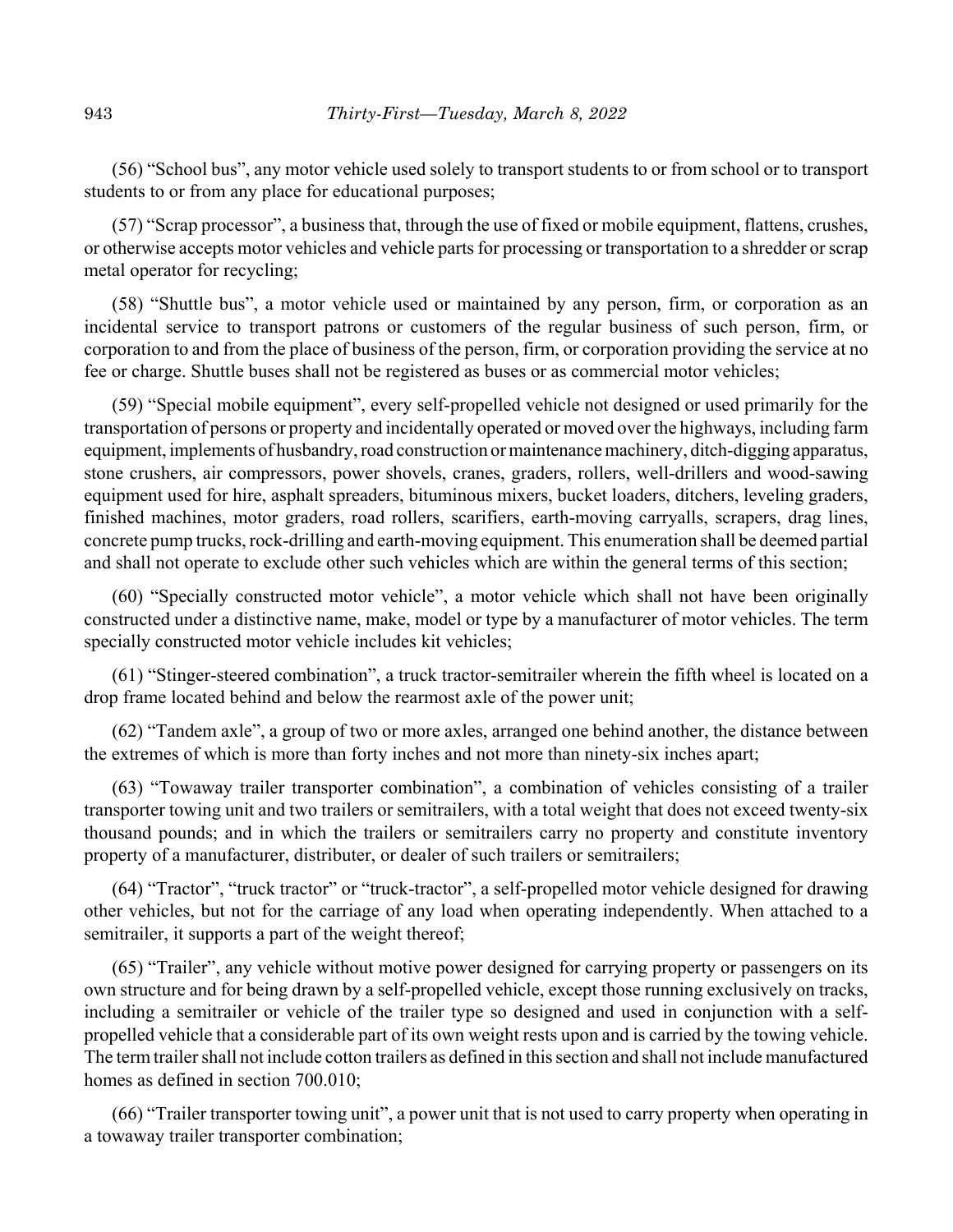(56) "School bus", any motor vehicle used solely to transport students to or from school or to transport students to or from any place for educational purposes;

(57) "Scrap processor", a business that, through the use of fixed or mobile equipment, flattens, crushes, or otherwise accepts motor vehicles and vehicle parts for processing or transportation to a shredder or scrap metal operator for recycling;

(58) "Shuttle bus", a motor vehicle used or maintained by any person, firm, or corporation as an incidental service to transport patrons or customers of the regular business of such person, firm, or corporation to and from the place of business of the person, firm, or corporation providing the service at no fee or charge. Shuttle buses shall not be registered as buses or as commercial motor vehicles;

(59) "Special mobile equipment", every self-propelled vehicle not designed or used primarily for the transportation of persons or property and incidentally operated or moved over the highways, including farm equipment, implements of husbandry, road construction or maintenance machinery, ditch-digging apparatus, stone crushers, air compressors, power shovels, cranes, graders, rollers, well-drillers and wood-sawing equipment used for hire, asphalt spreaders, bituminous mixers, bucket loaders, ditchers, leveling graders, finished machines, motor graders, road rollers, scarifiers, earth-moving carryalls, scrapers, drag lines, concrete pump trucks, rock-drilling and earth-moving equipment. This enumeration shall be deemed partial and shall not operate to exclude other such vehicles which are within the general terms of this section;

(60) "Specially constructed motor vehicle", a motor vehicle which shall not have been originally constructed under a distinctive name, make, model or type by a manufacturer of motor vehicles. The term specially constructed motor vehicle includes kit vehicles;

(61) "Stinger-steered combination", a truck tractor-semitrailer wherein the fifth wheel is located on a drop frame located behind and below the rearmost axle of the power unit;

(62) "Tandem axle", a group of two or more axles, arranged one behind another, the distance between the extremes of which is more than forty inches and not more than ninety-six inches apart;

(63) "Towaway trailer transporter combination", a combination of vehicles consisting of a trailer transporter towing unit and two trailers or semitrailers, with a total weight that does not exceed twenty-six thousand pounds; and in which the trailers or semitrailers carry no property and constitute inventory property of a manufacturer, distributer, or dealer of such trailers or semitrailers;

(64) "Tractor", "truck tractor" or "truck-tractor", a self-propelled motor vehicle designed for drawing other vehicles, but not for the carriage of any load when operating independently. When attached to a semitrailer, it supports a part of the weight thereof;

(65) "Trailer", any vehicle without motive power designed for carrying property or passengers on its own structure and for being drawn by a self-propelled vehicle, except those running exclusively on tracks, including a semitrailer or vehicle of the trailer type so designed and used in conjunction with a self-propelled vehicle that a considerable part of its own weight rests upon and is carried by the towing vehicle. The term trailer shall not include cotton trailers as defined in this section and shall not include manufactured homes as defined in section 700.010;

(66) "Trailer transporter towing unit", a power unit that is not used to carry property when operating in a towaway trailer transporter combination;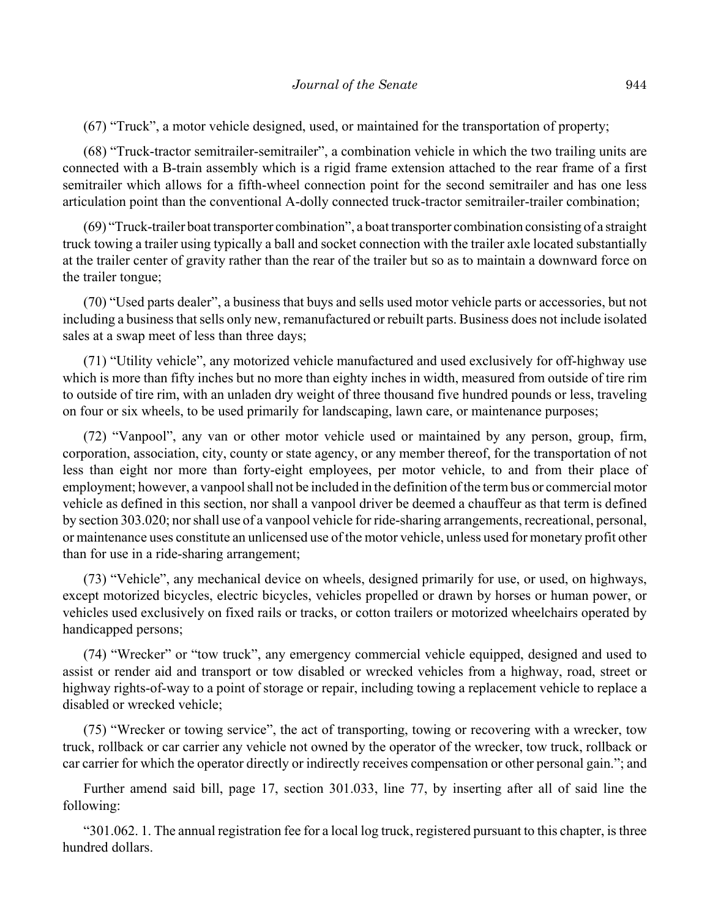(67) "Truck", a motor vehicle designed, used, or maintained for the transportation of property;

(68) "Truck-tractor semitrailer-semitrailer", a combination vehicle in which the two trailing units are connected with a B-train assembly which is a rigid frame extension attached to the rear frame of a first semitrailer which allows for a fifth-wheel connection point for the second semitrailer and has one less articulation point than the conventional A-dolly connected truck-tractor semitrailer-trailer combination;

(69) "Truck-trailer boat transporter combination", a boat transporter combination consisting of a straight truck towing a trailer using typically a ball and socket connection with the trailer axle located substantially at the trailer center of gravity rather than the rear of the trailer but so as to maintain a downward force on the trailer tongue;

(70) "Used parts dealer", a business that buys and sells used motor vehicle parts or accessories, but not including a business that sells only new, remanufactured or rebuilt parts. Business does not include isolated sales at a swap meet of less than three days;

(71) "Utility vehicle", any motorized vehicle manufactured and used exclusively for off-highway use which is more than fifty inches but no more than eighty inches in width, measured from outside of tire rim to outside of tire rim, with an unladen dry weight of three thousand five hundred pounds or less, traveling on four or six wheels, to be used primarily for landscaping, lawn care, or maintenance purposes;

(72) "Vanpool", any van or other motor vehicle used or maintained by any person, group, firm, corporation, association, city, county or state agency, or any member thereof, for the transportation of not less than eight nor more than forty-eight employees, per motor vehicle, to and from their place of employment; however, a vanpool shall not be included in the definition of the term bus or commercial motor vehicle as defined in this section, nor shall a vanpool driver be deemed a chauffeur as that term is defined by section 303.020; nor shall use of a vanpool vehicle for ride-sharing arrangements, recreational, personal, or maintenance uses constitute an unlicensed use of the motor vehicle, unless used for monetary profit other than for use in a ride-sharing arrangement;

(73) "Vehicle", any mechanical device on wheels, designed primarily for use, or used, on highways, except motorized bicycles, electric bicycles, vehicles propelled or drawn by horses or human power, or vehicles used exclusively on fixed rails or tracks, or cotton trailers or motorized wheelchairs operated by handicapped persons;

(74) "Wrecker" or "tow truck", any emergency commercial vehicle equipped, designed and used to assist or render aid and transport or tow disabled or wrecked vehicles from a highway, road, street or highway rights-of-way to a point of storage or repair, including towing a replacement vehicle to replace a disabled or wrecked vehicle;

(75) "Wrecker or towing service", the act of transporting, towing or recovering with a wrecker, tow truck, rollback or car carrier any vehicle not owned by the operator of the wrecker, tow truck, rollback or car carrier for which the operator directly or indirectly receives compensation or other personal gain."; and

Further amend said bill, page 17, section 301.033, line 77, by inserting after all of said line the following:

"301.062. 1. The annual registration fee for a local log truck, registered pursuant to this chapter, is three hundred dollars.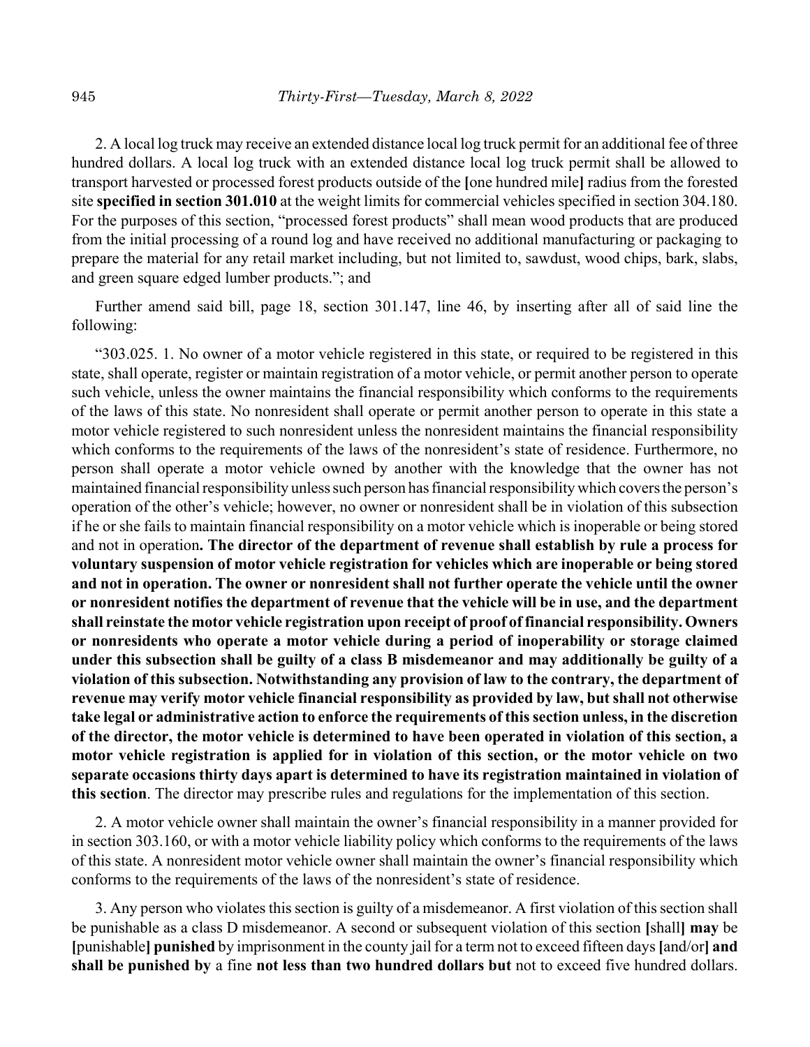2. A local log truck may receive an extended distance local log truck permit for an additional fee of three hundred dollars. A local log truck with an extended distance local log truck permit shall be allowed to transport harvested or processed forest products outside of the [one hundred mile] radius from the forested site **specified in section 301.010** at the weight limits for commercial vehicles specified in section 304.180. For the purposes of this section, "processed forest products" shall mean wood products that are produced from the initial processing of a round log and have received no additional manufacturing or packaging to prepare the material for any retail market including, but not limited to, sawdust, wood chips, bark, slabs, and green square edged lumber products."; and

Further amend said bill, page 18, section 301.147, line 46, by inserting after all of said line the following:

"303.025. 1. No owner of a motor vehicle registered in this state, or required to be registered in this state, shall operate, register or maintain registration of a motor vehicle, or permit another person to operate such vehicle, unless the owner maintains the financial responsibility which conforms to the requirements of the laws of this state. No nonresident shall operate or permit another person to operate in this state a motor vehicle registered to such nonresident unless the nonresident maintains the financial responsibility which conforms to the requirements of the laws of the nonresident's state of residence. Furthermore, no person shall operate a motor vehicle owned by another with the knowledge that the owner has not maintained financial responsibility unless such person has financial responsibility which covers the person's operation of the other's vehicle; however, no owner or nonresident shall be in violation of this subsection if he or she fails to maintain financial responsibility on a motor vehicle which is inoperable or being stored and not in operation**. The director of the department of revenue shall establish by rule a process for voluntary suspension of motor vehicle registration for vehicles which are inoperable or being stored and not in operation. The owner or nonresident shall not further operate the vehicle until the owner or nonresident notifies the department of revenue that the vehicle will be in use, and the department shall reinstate the motor vehicle registration upon receipt of proof of financial responsibility. Owners or nonresidents who operate a motor vehicle during a period of inoperability or storage claimed under this subsection shall be guilty of a class B misdemeanor and may additionally be guilty of a violation of this subsection. Notwithstanding any provision of law to the contrary, the department of revenue may verify motor vehicle financial responsibility as provided by law, but shall not otherwise take legal or administrative action to enforce the requirements of this section unless, in the discretion of the director, the motor vehicle is determined to have been operated in violation of this section, a motor vehicle registration is applied for in violation of this section, or the motor vehicle on two separate occasions thirty days apart is determined to have its registration maintained in violation of this section**. The director may prescribe rules and regulations for the implementation of this section.

2. A motor vehicle owner shall maintain the owner's financial responsibility in a manner provided for in section 303.160, or with a motor vehicle liability policy which conforms to the requirements of the laws of this state. A nonresident motor vehicle owner shall maintain the owner's financial responsibility which conforms to the requirements of the laws of the nonresident's state of residence.

3. Any person who violates this section is guilty of a misdemeanor. A first violation of this section shall be punishable as a class D misdemeanor. A second or subsequent violation of this section [shall] **may** be [punishable] **punished** by imprisonment in the county jail for a term not to exceed fifteen days [and/or] **and shall be punished by** a fine **not less than two hundred dollars but** not to exceed five hundred dollars.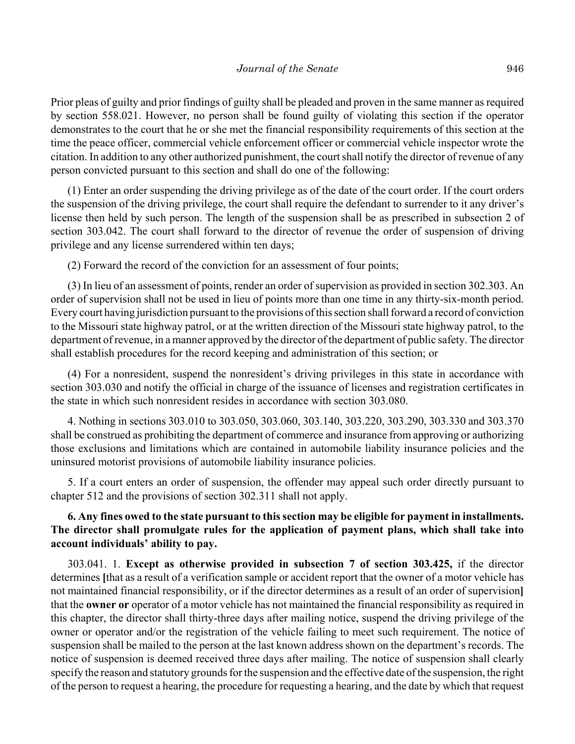Prior pleas of guilty and prior findings of guilty shall be pleaded and proven in the same manner as required by section 558.021. However, no person shall be found guilty of violating this section if the operator demonstrates to the court that he or she met the financial responsibility requirements of this section at the time the peace officer, commercial vehicle enforcement officer or commercial vehicle inspector wrote the citation. In addition to any other authorized punishment, the court shall notify the director of revenue of any person convicted pursuant to this section and shall do one of the following:

(1) Enter an order suspending the driving privilege as of the date of the court order. If the court orders the suspension of the driving privilege, the court shall require the defendant to surrender to it any driver's license then held by such person. The length of the suspension shall be as prescribed in subsection 2 of section 303.042. The court shall forward to the director of revenue the order of suspension of driving privilege and any license surrendered within ten days;

(2) Forward the record of the conviction for an assessment of four points;

(3) In lieu of an assessment of points, render an order of supervision as provided in section 302.303. An order of supervision shall not be used in lieu of points more than one time in any thirty-six-month period. Every court having jurisdiction pursuant to the provisions of this section shall forward a record of conviction to the Missouri state highway patrol, or at the written direction of the Missouri state highway patrol, to the department of revenue, in a manner approved by the director of the department of public safety. The director shall establish procedures for the record keeping and administration of this section; or

(4) For a nonresident, suspend the nonresident's driving privileges in this state in accordance with section 303.030 and notify the official in charge of the issuance of licenses and registration certificates in the state in which such nonresident resides in accordance with section 303.080.

4. Nothing in sections 303.010 to 303.050, 303.060, 303.140, 303.220, 303.290, 303.330 and 303.370 shall be construed as prohibiting the department of commerce and insurance from approving or authorizing those exclusions and limitations which are contained in automobile liability insurance policies and the uninsured motorist provisions of automobile liability insurance policies.

5. If a court enters an order of suspension, the offender may appeal such order directly pursuant to chapter 512 and the provisions of section 302.311 shall not apply.

**6. Any fines owed to the state pursuant to this section may be eligible for payment in installments. The director shall promulgate rules for the application of payment plans, which shall take into account individuals' ability to pay.**

303.041. 1. **Except as otherwise provided in subsection 7 of section 303.425,** if the director determines **[**that as a result of a verification sample or accident report that the owner of a motor vehicle has not maintained financial responsibility, or if the director determines as a result of an order of supervision**]** that the **owner or** operator of a motor vehicle has not maintained the financial responsibility as required in this chapter, the director shall thirty-three days after mailing notice, suspend the driving privilege of the owner or operator and/or the registration of the vehicle failing to meet such requirement. The notice of suspension shall be mailed to the person at the last known address shown on the department's records. The notice of suspension is deemed received three days after mailing. The notice of suspension shall clearly specify the reason and statutory grounds for the suspension and the effective date of the suspension, the right of the person to request a hearing, the procedure for requesting a hearing, and the date by which that request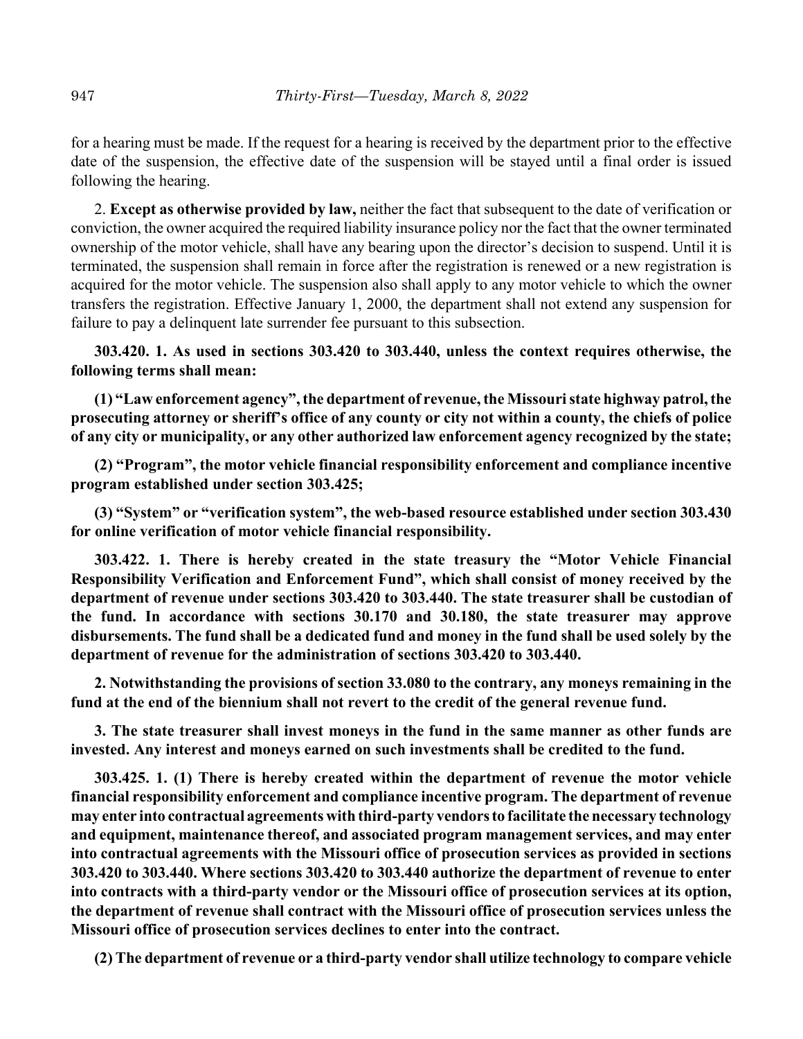for a hearing must be made. If the request for a hearing is received by the department prior to the effective date of the suspension, the effective date of the suspension will be stayed until a final order is issued following the hearing.

2. **Except as otherwise provided by law,** neither the fact that subsequent to the date of verification or conviction, the owner acquired the required liability insurance policy nor the fact that the owner terminated ownership of the motor vehicle, shall have any bearing upon the director's decision to suspend. Until it is terminated, the suspension shall remain in force after the registration is renewed or a new registration is acquired for the motor vehicle. The suspension also shall apply to any motor vehicle to which the owner transfers the registration. Effective January 1, 2000, the department shall not extend any suspension for failure to pay a delinquent late surrender fee pursuant to this subsection.

**303.420. 1. As used in sections 303.420 to 303.440, unless the context requires otherwise, the following terms shall mean:**

**(1) "Law enforcement agency", the department of revenue, the Missouri state highway patrol, the prosecuting attorney or sheriff's office of any county or city not within a county, the chiefs of police of any city or municipality, or any other authorized law enforcement agency recognized by the state;**

**(2) "Program", the motor vehicle financial responsibility enforcement and compliance incentive program established under section 303.425;**

**(3) "System" or "verification system", the web-based resource established under section 303.430 for online verification of motor vehicle financial responsibility.**

**303.422. 1. There is hereby created in the state treasury the "Motor Vehicle Financial Responsibility Verification and Enforcement Fund", which shall consist of money received by the department of revenue under sections 303.420 to 303.440. The state treasurer shall be custodian of the fund. In accordance with sections 30.170 and 30.180, the state treasurer may approve disbursements. The fund shall be a dedicated fund and money in the fund shall be used solely by the department of revenue for the administration of sections 303.420 to 303.440.**

**2. Notwithstanding the provisions of section 33.080 to the contrary, any moneys remaining in the fund at the end of the biennium shall not revert to the credit of the general revenue fund.**

**3. The state treasurer shall invest moneys in the fund in the same manner as other funds are invested. Any interest and moneys earned on such investments shall be credited to the fund.**

**303.425. 1. (1) There is hereby created within the department of revenue the motor vehicle financial responsibility enforcement and compliance incentive program. The department of revenue may enter into contractual agreements with third-party vendors to facilitate the necessary technology and equipment, maintenance thereof, and associated program management services, and may enter into contractual agreements with the Missouri office of prosecution services as provided in sections 303.420 to 303.440. Where sections 303.420 to 303.440 authorize the department of revenue to enter into contracts with a third-party vendor or the Missouri office of prosecution services at its option, the department of revenue shall contract with the Missouri office of prosecution services unless the Missouri office of prosecution services declines to enter into the contract.**

**(2) The department of revenue or a third-party vendor shall utilize technology to compare vehicle**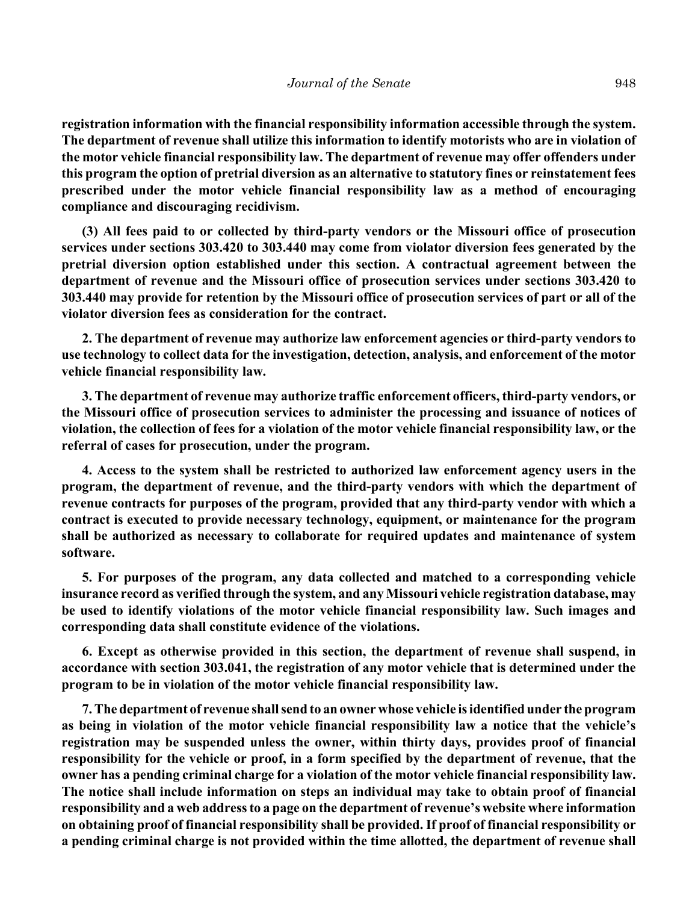**registration information with the financial responsibility information accessible through the system. The department of revenue shall utilize this information to identify motorists who are in violation of the motor vehicle financial responsibility law. The department of revenue may offer offenders under this program the option of pretrial diversion as an alternative to statutory fines or reinstatement fees prescribed under the motor vehicle financial responsibility law as a method of encouraging compliance and discouraging recidivism.**

**(3) All fees paid to or collected by third-party vendors or the Missouri office of prosecution services under sections 303.420 to 303.440 may come from violator diversion fees generated by the pretrial diversion option established under this section. A contractual agreement between the department of revenue and the Missouri office of prosecution services under sections 303.420 to 303.440 may provide for retention by the Missouri office of prosecution services of part or all of the violator diversion fees as consideration for the contract.**

**2. The department of revenue may authorize law enforcement agencies or third-party vendors to use technology to collect data for the investigation, detection, analysis, and enforcement of the motor vehicle financial responsibility law.**

**3. The department of revenue may authorize traffic enforcement officers, third-party vendors, or the Missouri office of prosecution services to administer the processing and issuance of notices of violation, the collection of fees for a violation of the motor vehicle financial responsibility law, or the referral of cases for prosecution, under the program.**

**4. Access to the system shall be restricted to authorized law enforcement agency users in the program, the department of revenue, and the third-party vendors with which the department of revenue contracts for purposes of the program, provided that any third-party vendor with which a contract is executed to provide necessary technology, equipment, or maintenance for the program shall be authorized as necessary to collaborate for required updates and maintenance of system software.**

**5. For purposes of the program, any data collected and matched to a corresponding vehicle insurance record as verified through the system, and any Missouri vehicle registration database, may be used to identify violations of the motor vehicle financial responsibility law. Such images and corresponding data shall constitute evidence of the violations.**

**6. Except as otherwise provided in this section, the department of revenue shall suspend, in accordance with section 303.041, the registration of any motor vehicle that is determined under the program to be in violation of the motor vehicle financial responsibility law.**

**7. The department of revenue shall send to an owner whose vehicle is identified under the program as being in violation of the motor vehicle financial responsibility law a notice that the vehicle's registration may be suspended unless the owner, within thirty days, provides proof of financial responsibility for the vehicle or proof, in a form specified by the department of revenue, that the owner has a pending criminal charge for a violation of the motor vehicle financial responsibility law. The notice shall include information on steps an individual may take to obtain proof of financial responsibility and a web address to a page on the department of revenue's website where information on obtaining proof of financial responsibility shall be provided. If proof of financial responsibility or a pending criminal charge is not provided within the time allotted, the department of revenue shall**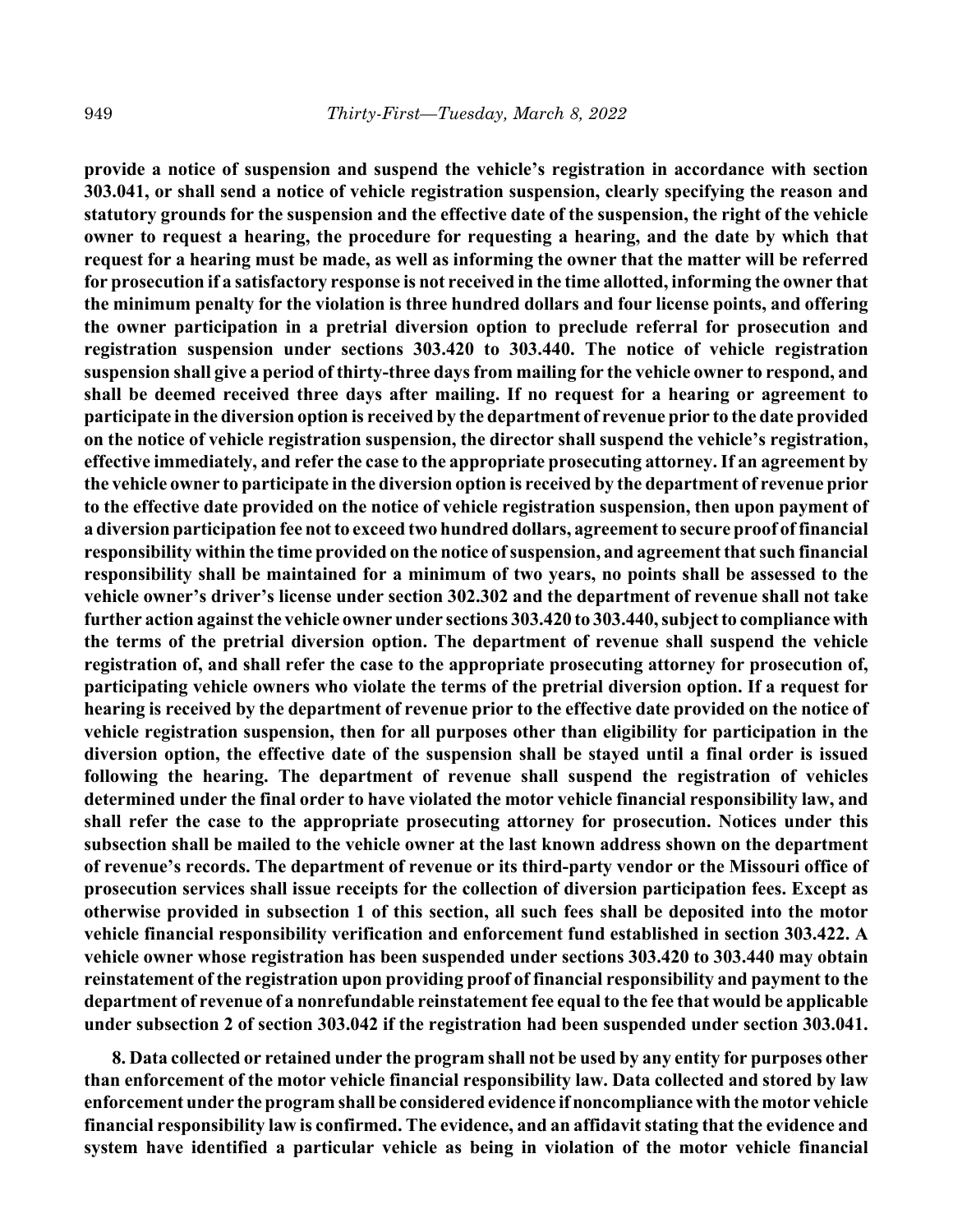**provide a notice of suspension and suspend the vehicle's registration in accordance with section 303.041, or shall send a notice of vehicle registration suspension, clearly specifying the reason and statutory grounds for the suspension and the effective date of the suspension, the right of the vehicle owner to request a hearing, the procedure for requesting a hearing, and the date by which that request for a hearing must be made, as well as informing the owner that the matter will be referred for prosecution if a satisfactory response is not received in the time allotted, informing the owner that the minimum penalty for the violation is three hundred dollars and four license points, and offering the owner participation in a pretrial diversion option to preclude referral for prosecution and registration suspension under sections 303.420 to 303.440. The notice of vehicle registration suspension shall give a period of thirty-three days from mailing for the vehicle owner to respond, and shall be deemed received three days after mailing. If no request for a hearing or agreement to participate in the diversion option is received by the department of revenue prior to the date provided on the notice of vehicle registration suspension, the director shall suspend the vehicle's registration, effective immediately, and refer the case to the appropriate prosecuting attorney. If an agreement by the vehicle owner to participate in the diversion option is received by the department of revenue prior to the effective date provided on the notice of vehicle registration suspension, then upon payment of a diversion participation fee not to exceed two hundred dollars, agreement to secure proof of financial responsibility within the time provided on the notice of suspension, and agreement that such financial responsibility shall be maintained for a minimum of two years, no points shall be assessed to the vehicle owner's driver's license under section 302.302 and the department of revenue shall not take further action against the vehicle owner under sections 303.420 to 303.440, subject to compliance with the terms of the pretrial diversion option. The department of revenue shall suspend the vehicle registration of, and shall refer the case to the appropriate prosecuting attorney for prosecution of, participating vehicle owners who violate the terms of the pretrial diversion option. If a request for hearing is received by the department of revenue prior to the effective date provided on the notice of vehicle registration suspension, then for all purposes other than eligibility for participation in the diversion option, the effective date of the suspension shall be stayed until a final order is issued following the hearing. The department of revenue shall suspend the registration of vehicles determined under the final order to have violated the motor vehicle financial responsibility law, and shall refer the case to the appropriate prosecuting attorney for prosecution. Notices under this subsection shall be mailed to the vehicle owner at the last known address shown on the department of revenue's records. The department of revenue or its third-party vendor or the Missouri office of prosecution services shall issue receipts for the collection of diversion participation fees. Except as otherwise provided in subsection 1 of this section, all such fees shall be deposited into the motor vehicle financial responsibility verification and enforcement fund established in section 303.422. A vehicle owner whose registration has been suspended under sections 303.420 to 303.440 may obtain reinstatement of the registration upon providing proof of financial responsibility and payment to the department of revenue of a nonrefundable reinstatement fee equal to the fee that would be applicable under subsection 2 of section 303.042 if the registration had been suspended under section 303.041.**

**8. Data collected or retained under the program shall not be used by any entity for purposes other than enforcement of the motor vehicle financial responsibility law. Data collected and stored by law enforcement under the program shall be considered evidence if noncompliance with the motor vehicle financial responsibility law is confirmed. The evidence, and an affidavit stating that the evidence and system have identified a particular vehicle as being in violation of the motor vehicle financial**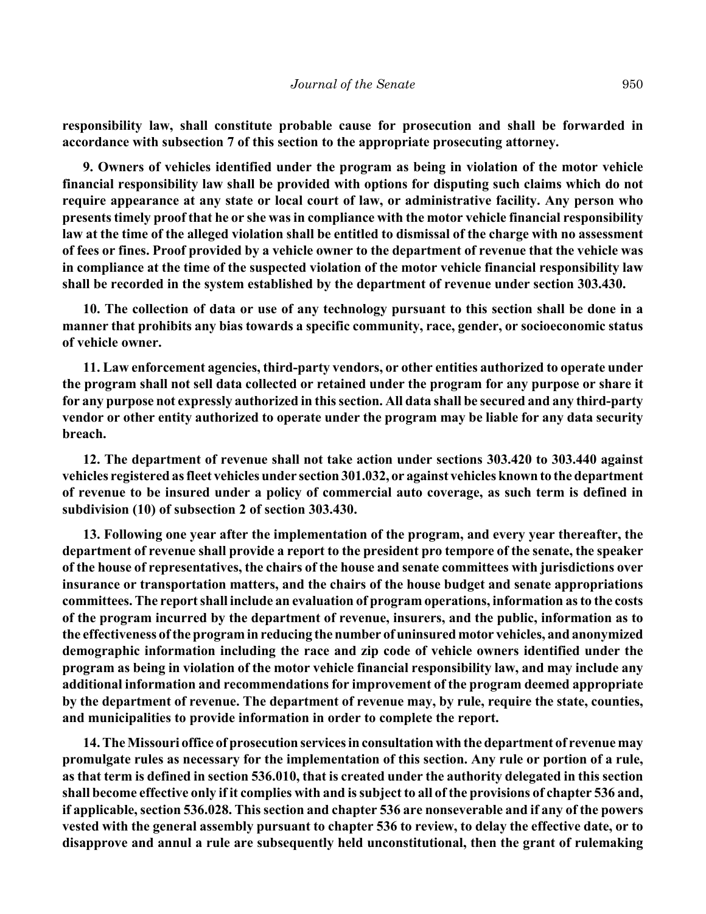**responsibility law, shall constitute probable cause for prosecution and shall be forwarded in accordance with subsection 7 of this section to the appropriate prosecuting attorney.**

**9. Owners of vehicles identified under the program as being in violation of the motor vehicle financial responsibility law shall be provided with options for disputing such claims which do not require appearance at any state or local court of law, or administrative facility. Any person who presents timely proof that he or she was in compliance with the motor vehicle financial responsibility law at the time of the alleged violation shall be entitled to dismissal of the charge with no assessment of fees or fines. Proof provided by a vehicle owner to the department of revenue that the vehicle was in compliance at the time of the suspected violation of the motor vehicle financial responsibility law shall be recorded in the system established by the department of revenue under section 303.430.**

**10. The collection of data or use of any technology pursuant to this section shall be done in a manner that prohibits any bias towards a specific community, race, gender, or socioeconomic status of vehicle owner.**

**11. Law enforcement agencies, third-party vendors, or other entities authorized to operate under the program shall not sell data collected or retained under the program for any purpose or share it for any purpose not expressly authorized in this section. All data shall be secured and any third-party vendor or other entity authorized to operate under the program may be liable for any data security breach.**

**12. The department of revenue shall not take action under sections 303.420 to 303.440 against vehicles registered as fleet vehicles under section 301.032, or against vehicles known to the department of revenue to be insured under a policy of commercial auto coverage, as such term is defined in subdivision (10) of subsection 2 of section 303.430.**

**13. Following one year after the implementation of the program, and every year thereafter, the department of revenue shall provide a report to the president pro tempore of the senate, the speaker of the house of representatives, the chairs of the house and senate committees with jurisdictions over insurance or transportation matters, and the chairs of the house budget and senate appropriations committees. The report shall include an evaluation of program operations, information as to the costs of the program incurred by the department of revenue, insurers, and the public, information as to the effectiveness of the program in reducing the number of uninsured motor vehicles, and anonymized demographic information including the race and zip code of vehicle owners identified under the program as being in violation of the motor vehicle financial responsibility law, and may include any additional information and recommendations for improvement of the program deemed appropriate by the department of revenue. The department of revenue may, by rule, require the state, counties, and municipalities to provide information in order to complete the report.**

**14. The Missouri office of prosecution services in consultation with the department of revenue may promulgate rules as necessary for the implementation of this section. Any rule or portion of a rule, as that term is defined in section 536.010, that is created under the authority delegated in this section shall become effective only if it complies with and is subject to all of the provisions of chapter 536 and, if applicable, section 536.028. This section and chapter 536 are nonseverable and if any of the powers vested with the general assembly pursuant to chapter 536 to review, to delay the effective date, or to disapprove and annul a rule are subsequently held unconstitutional, then the grant of rulemaking**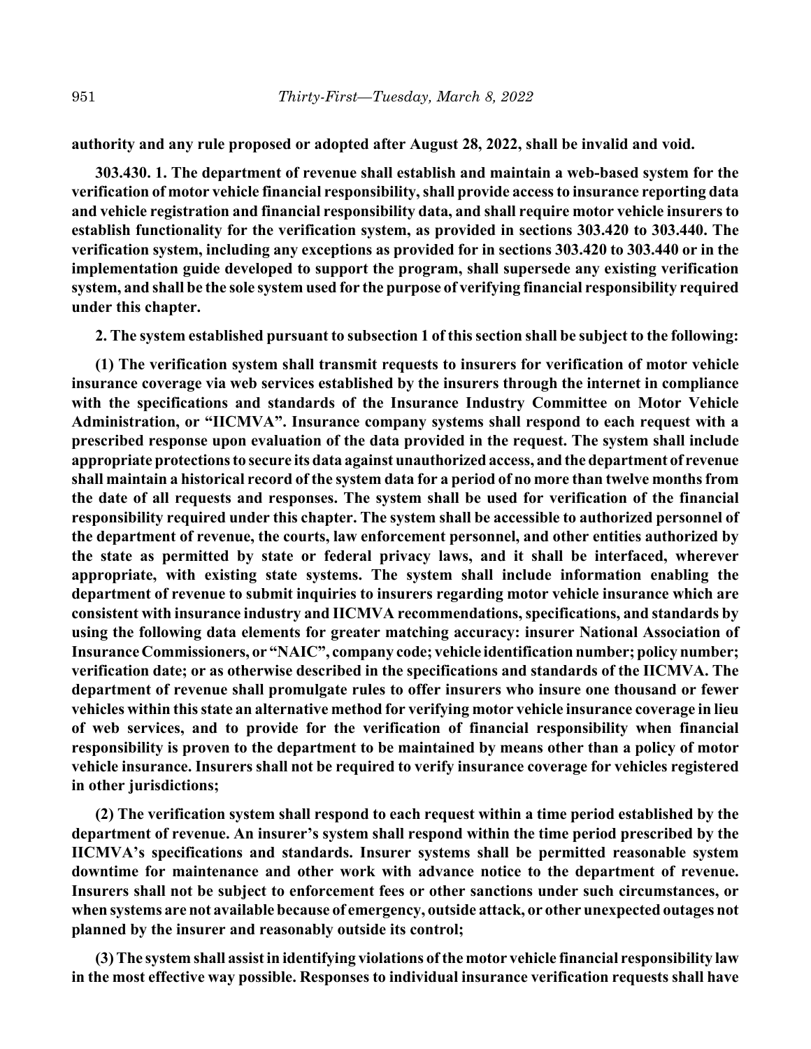**authority and any rule proposed or adopted after August 28, 2022, shall be invalid and void.**

**303.430. 1. The department of revenue shall establish and maintain a web-based system for the verification of motor vehicle financial responsibility, shall provide access to insurance reporting data and vehicle registration and financial responsibility data, and shall require motor vehicle insurers to establish functionality for the verification system, as provided in sections 303.420 to 303.440. The verification system, including any exceptions as provided for in sections 303.420 to 303.440 or in the implementation guide developed to support the program, shall supersede any existing verification system, and shall be the sole system used for the purpose of verifying financial responsibility required under this chapter.**

**2. The system established pursuant to subsection 1 of this section shall be subject to the following:**

**(1) The verification system shall transmit requests to insurers for verification of motor vehicle insurance coverage via web services established by the insurers through the internet in compliance with the specifications and standards of the Insurance Industry Committee on Motor Vehicle Administration, or "IICMVA". Insurance company systems shall respond to each request with a prescribed response upon evaluation of the data provided in the request. The system shall include appropriate protections to secure its data against unauthorized access, and the department of revenue shall maintain a historical record of the system data for a period of no more than twelve months from the date of all requests and responses. The system shall be used for verification of the financial responsibility required under this chapter. The system shall be accessible to authorized personnel of the department of revenue, the courts, law enforcement personnel, and other entities authorized by the state as permitted by state or federal privacy laws, and it shall be interfaced, wherever appropriate, with existing state systems. The system shall include information enabling the department of revenue to submit inquiries to insurers regarding motor vehicle insurance which are consistent with insurance industry and IICMVA recommendations, specifications, and standards by using the following data elements for greater matching accuracy: insurer National Association of Insurance Commissioners, or "NAIC", company code; vehicle identification number; policy number; verification date; or as otherwise described in the specifications and standards of the IICMVA. The department of revenue shall promulgate rules to offer insurers who insure one thousand or fewer vehicles within this state an alternative method for verifying motor vehicle insurance coverage in lieu of web services, and to provide for the verification of financial responsibility when financial responsibility is proven to the department to be maintained by means other than a policy of motor vehicle insurance. Insurers shall not be required to verify insurance coverage for vehicles registered in other jurisdictions;**

**(2) The verification system shall respond to each request within a time period established by the department of revenue. An insurer's system shall respond within the time period prescribed by the IICMVA's specifications and standards. Insurer systems shall be permitted reasonable system downtime for maintenance and other work with advance notice to the department of revenue. Insurers shall not be subject to enforcement fees or other sanctions under such circumstances, or when systems are not available because of emergency, outside attack, or other unexpected outages not planned by the insurer and reasonably outside its control;**

**(3) The system shall assist in identifying violations of the motor vehicle financial responsibility law in the most effective way possible. Responses to individual insurance verification requests shall have**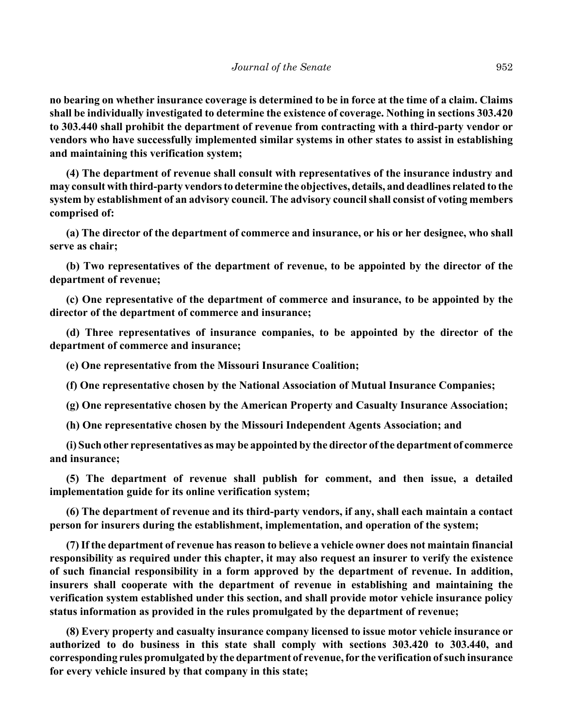**no bearing on whether insurance coverage is determined to be in force at the time of a claim. Claims shall be individually investigated to determine the existence of coverage. Nothing in sections 303.420 to 303.440 shall prohibit the department of revenue from contracting with a third-party vendor or vendors who have successfully implemented similar systems in other states to assist in establishing and maintaining this verification system;**

**(4) The department of revenue shall consult with representatives of the insurance industry and may consult with third-party vendors to determine the objectives, details, and deadlines related to the system by establishment of an advisory council. The advisory council shall consist of voting members comprised of:**

**(a) The director of the department of commerce and insurance, or his or her designee, who shall serve as chair;**

**(b) Two representatives of the department of revenue, to be appointed by the director of the department of revenue;**

**(c) One representative of the department of commerce and insurance, to be appointed by the director of the department of commerce and insurance;**

**(d) Three representatives of insurance companies, to be appointed by the director of the department of commerce and insurance;**

**(e) One representative from the Missouri Insurance Coalition;**

**(f) One representative chosen by the National Association of Mutual Insurance Companies;**

**(g) One representative chosen by the American Property and Casualty Insurance Association;**

**(h) One representative chosen by the Missouri Independent Agents Association; and**

**(i) Such other representatives as may be appointed by the director of the department of commerce and insurance;**

**(5) The department of revenue shall publish for comment, and then issue, a detailed implementation guide for its online verification system;**

**(6) The department of revenue and its third-party vendors, if any, shall each maintain a contact person for insurers during the establishment, implementation, and operation of the system;**

**(7) If the department of revenue has reason to believe a vehicle owner does not maintain financial responsibility as required under this chapter, it may also request an insurer to verify the existence of such financial responsibility in a form approved by the department of revenue. In addition, insurers shall cooperate with the department of revenue in establishing and maintaining the verification system established under this section, and shall provide motor vehicle insurance policy status information as provided in the rules promulgated by the department of revenue;**

**(8) Every property and casualty insurance company licensed to issue motor vehicle insurance or authorized to do business in this state shall comply with sections 303.420 to 303.440, and corresponding rules promulgated by the department of revenue, for the verification of such insurance for every vehicle insured by that company in this state;**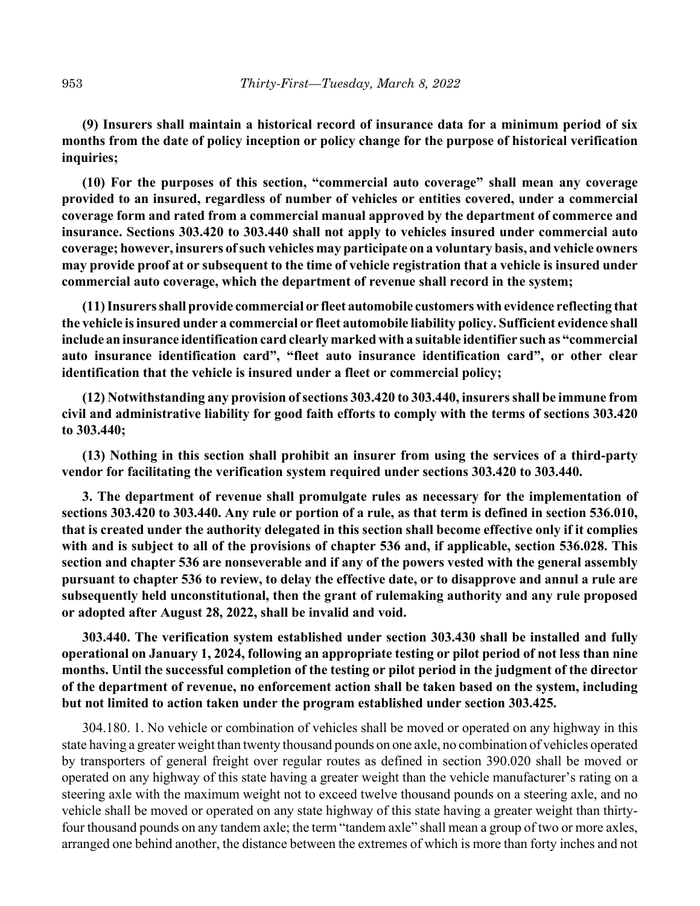**(9) Insurers shall maintain a historical record of insurance data for a minimum period of six months from the date of policy inception or policy change for the purpose of historical verification inquiries;**

**(10) For the purposes of this section, "commercial auto coverage" shall mean any coverage provided to an insured, regardless of number of vehicles or entities covered, under a commercial coverage form and rated from a commercial manual approved by the department of commerce and insurance. Sections 303.420 to 303.440 shall not apply to vehicles insured under commercial auto coverage; however, insurers of such vehicles may participate on a voluntary basis, and vehicle owners may provide proof at or subsequent to the time of vehicle registration that a vehicle is insured under commercial auto coverage, which the department of revenue shall record in the system;**

**(11) Insurers shall provide commercial or fleet automobile customers with evidence reflecting that the vehicle is insured under a commercial or fleet automobile liability policy. Sufficient evidence shall include an insurance identification card clearly marked with a suitable identifier such as "commercial auto insurance identification card", "fleet auto insurance identification card", or other clear identification that the vehicle is insured under a fleet or commercial policy;**

**(12) Notwithstanding any provision of sections 303.420 to 303.440, insurers shall be immune from civil and administrative liability for good faith efforts to comply with the terms of sections 303.420 to 303.440;**

**(13) Nothing in this section shall prohibit an insurer from using the services of a third-party vendor for facilitating the verification system required under sections 303.420 to 303.440.**

**3. The department of revenue shall promulgate rules as necessary for the implementation of sections 303.420 to 303.440. Any rule or portion of a rule, as that term is defined in section 536.010, that is created under the authority delegated in this section shall become effective only if it complies with and is subject to all of the provisions of chapter 536 and, if applicable, section 536.028. This section and chapter 536 are nonseverable and if any of the powers vested with the general assembly pursuant to chapter 536 to review, to delay the effective date, or to disapprove and annul a rule are subsequently held unconstitutional, then the grant of rulemaking authority and any rule proposed or adopted after August 28, 2022, shall be invalid and void.**

**303.440. The verification system established under section 303.430 shall be installed and fully operational on January 1, 2024, following an appropriate testing or pilot period of not less than nine months. Until the successful completion of the testing or pilot period in the judgment of the director of the department of revenue, no enforcement action shall be taken based on the system, including but not limited to action taken under the program established under section 303.425.**

304.180. 1. No vehicle or combination of vehicles shall be moved or operated on any highway in this state having a greater weight than twenty thousand pounds on one axle, no combination of vehicles operated by transporters of general freight over regular routes as defined in section 390.020 shall be moved or operated on any highway of this state having a greater weight than the vehicle manufacturer's rating on a steering axle with the maximum weight not to exceed twelve thousand pounds on a steering axle, and no vehicle shall be moved or operated on any state highway of this state having a greater weight than thirty-four thousand pounds on any tandem axle; the term "tandem axle" shall mean a group of two or more axles, arranged one behind another, the distance between the extremes of which is more than forty inches and not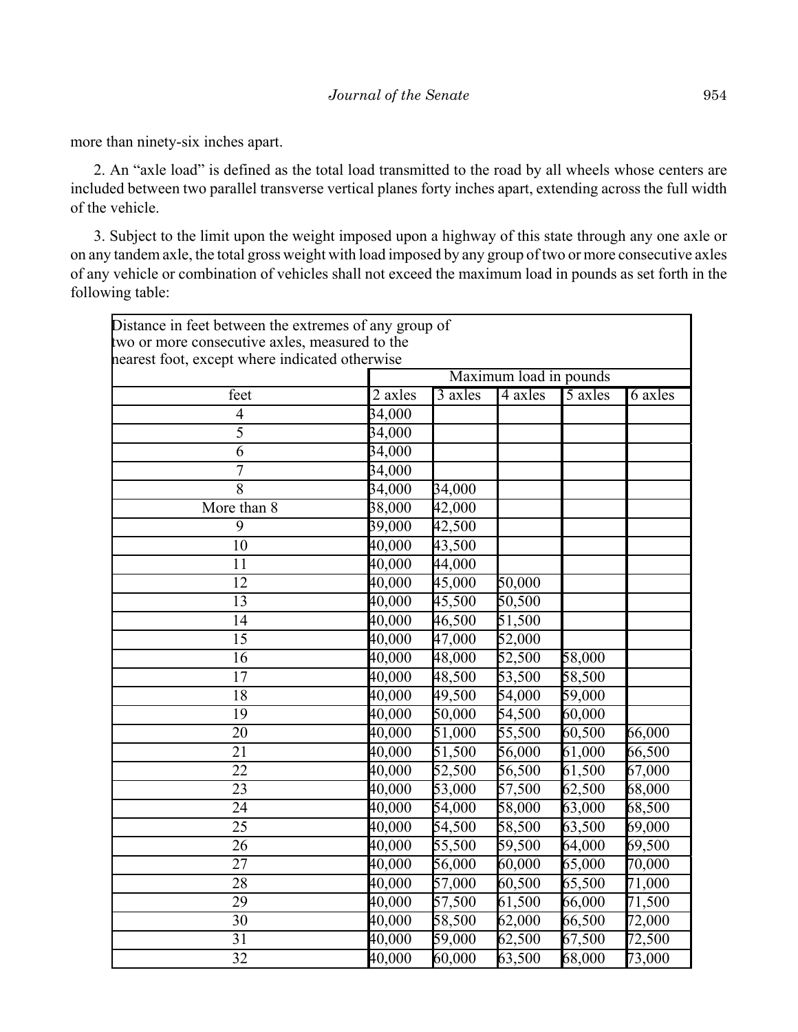more than ninety-six inches apart.

2. An "axle load" is defined as the total load transmitted to the road by all wheels whose centers are included between two parallel transverse vertical planes forty inches apart, extending across the full width of the vehicle.

3. Subject to the limit upon the weight imposed upon a highway of this state through any one axle or on any tandem axle, the total gross weight with load imposed by any group of two or more consecutive axles of any vehicle or combination of vehicles shall not exceed the maximum load in pounds as set forth in the following table:

| Distance in feet between the extremes of any group of two or more consecutive axles, measured to the nearest foot, except where indicated otherwise | | | | | |
|---|---|---|---|---|---|
| | Maximum load in pounds | | | | |
| feet | 2 axles | 3 axles | 4 axles | 5 axles | 6 axles |
| 4 | 34,000 | | | | |
| 5 | 34,000 | | | | |
| 6 | 34,000 | | | | |
| 7 | 34,000 | | | | |
| 8 | 34,000 | 34,000 | | | |
| More than 8 | 38,000 | 42,000 | | | |
| 9 | 39,000 | 42,500 | | | |
| 10 | 40,000 | 43,500 | | | |
| 11 | 40,000 | 44,000 | | | |
| 12 | 40,000 | 45,000 | 50,000 | | |
| 13 | 40,000 | 45,500 | 50,500 | | |
| 14 | 40,000 | 46,500 | 51,500 | | |
| 15 | 40,000 | 47,000 | 52,000 | | |
| 16 | 40,000 | 48,000 | 52,500 | 58,000 | |
| 17 | 40,000 | 48,500 | 53,500 | 58,500 | |
| 18 | 40,000 | 49,500 | 54,000 | 59,000 | |
| 19 | 40,000 | 50,000 | 54,500 | 60,000 | |
| 20 | 40,000 | 51,000 | 55,500 | 60,500 | 66,000 |
| 21 | 40,000 | 51,500 | 56,000 | 61,000 | 66,500 |
| 22 | 40,000 | 52,500 | 56,500 | 61,500 | 67,000 |
| 23 | 40,000 | 53,000 | 57,500 | 62,500 | 68,000 |
| 24 | 40,000 | 54,000 | 58,000 | 63,000 | 68,500 |
| 25 | 40,000 | 54,500 | 58,500 | 63,500 | 69,000 |
| 26 | 40,000 | 55,500 | 59,500 | 64,000 | 69,500 |
| 27 | 40,000 | 56,000 | 60,000 | 65,000 | 70,000 |
| 28 | 40,000 | 57,000 | 60,500 | 65,500 | 71,000 |
| 29 | 40,000 | 57,500 | 61,500 | 66,000 | 71,500 |
| 30 | 40,000 | 58,500 | 62,000 | 66,500 | 72,000 |
| 31 | 40,000 | 59,000 | 62,500 | 67,500 | 72,500 |
| 32 | 40,000 | 60,000 | 63,500 | 68,000 | 73,000 |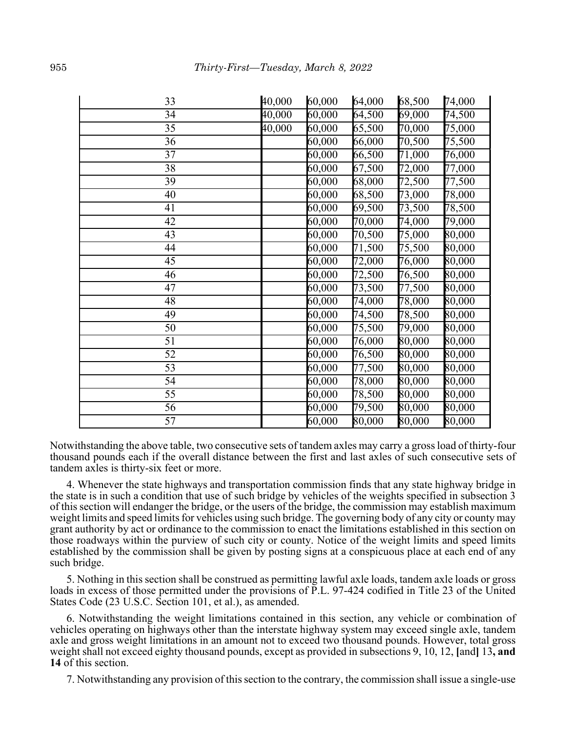| | | | | | |
|---|---|---|---|---|---|
| 33 | 40,000 | 60,000 | 64,000 | 68,500 | 74,000 |
| 34 | 40,000 | 60,000 | 64,500 | 69,000 | 74,500 |
| 35 | 40,000 | 60,000 | 65,500 | 70,000 | 75,000 |
| 36 | | 60,000 | 66,000 | 70,500 | 75,500 |
| 37 | | 60,000 | 66,500 | 71,000 | 76,000 |
| 38 | | 60,000 | 67,500 | 72,000 | 77,000 |
| 39 | | 60,000 | 68,000 | 72,500 | 77,500 |
| 40 | | 60,000 | 68,500 | 73,000 | 78,000 |
| 41 | | 60,000 | 69,500 | 73,500 | 78,500 |
| 42 | | 60,000 | 70,000 | 74,000 | 79,000 |
| 43 | | 60,000 | 70,500 | 75,000 | 80,000 |
| 44 | | 60,000 | 71,500 | 75,500 | 80,000 |
| 45 | | 60,000 | 72,000 | 76,000 | 80,000 |
| 46 | | 60,000 | 72,500 | 76,500 | 80,000 |
| 47 | | 60,000 | 73,500 | 77,500 | 80,000 |
| 48 | | 60,000 | 74,000 | 78,000 | 80,000 |
| 49 | | 60,000 | 74,500 | 78,500 | 80,000 |
| 50 | | 60,000 | 75,500 | 79,000 | 80,000 |
| 51 | | 60,000 | 76,000 | 80,000 | 80,000 |
| 52 | | 60,000 | 76,500 | 80,000 | 80,000 |
| 53 | | 60,000 | 77,500 | 80,000 | 80,000 |
| 54 | | 60,000 | 78,000 | 80,000 | 80,000 |
| 55 | | 60,000 | 78,500 | 80,000 | 80,000 |
| 56 | | 60,000 | 79,500 | 80,000 | 80,000 |
| 57 | | 60,000 | 80,000 | 80,000 | 80,000 |

Notwithstanding the above table, two consecutive sets of tandem axles may carry a gross load of thirty-four thousand pounds each if the overall distance between the first and last axles of such consecutive sets of tandem axles is thirty-six feet or more.

4. Whenever the state highways and transportation commission finds that any state highway bridge in the state is in such a condition that use of such bridge by vehicles of the weights specified in subsection 3 of this section will endanger the bridge, or the users of the bridge, the commission may establish maximum weight limits and speed limits for vehicles using such bridge. The governing body of any city or county may grant authority by act or ordinance to the commission to enact the limitations established in this section on those roadways within the purview of such city or county. Notice of the weight limits and speed limits established by the commission shall be given by posting signs at a conspicuous place at each end of any such bridge.

5. Nothing in this section shall be construed as permitting lawful axle loads, tandem axle loads or gross loads in excess of those permitted under the provisions of P.L. 97-424 codified in Title 23 of the United States Code (23 U.S.C. Section 101, et al.), as amended.

6. Notwithstanding the weight limitations contained in this section, any vehicle or combination of vehicles operating on highways other than the interstate highway system may exceed single axle, tandem axle and gross weight limitations in an amount not to exceed two thousand pounds. However, total gross weight shall not exceed eighty thousand pounds, except as provided in subsections 9, 10, 12, **[**and**]** 13**, and 14** of this section.

7. Notwithstanding any provision of this section to the contrary, the commission shall issue a single-use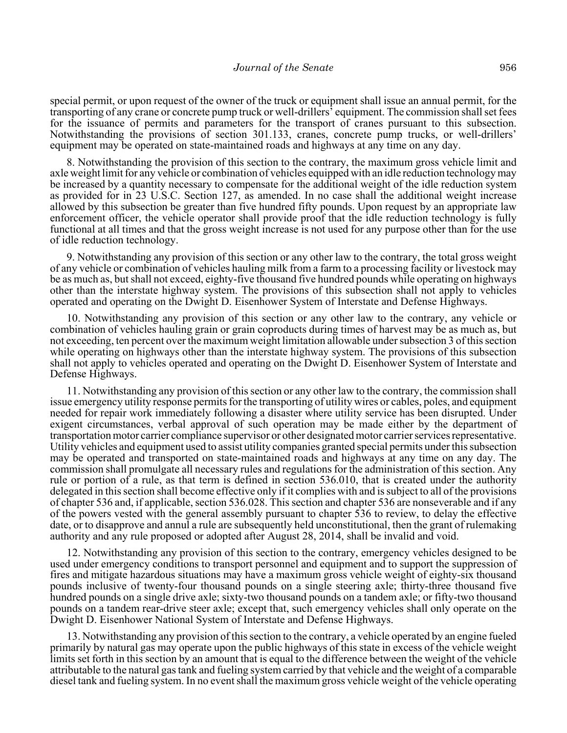special permit, or upon request of the owner of the truck or equipment shall issue an annual permit, for the transporting of any crane or concrete pump truck or well-drillers' equipment. The commission shall set fees for the issuance of permits and parameters for the transport of cranes pursuant to this subsection. Notwithstanding the provisions of section 301.133, cranes, concrete pump trucks, or well-drillers' equipment may be operated on state-maintained roads and highways at any time on any day.

8. Notwithstanding the provision of this section to the contrary, the maximum gross vehicle limit and axle weight limit for any vehicle or combination of vehicles equipped with an idle reduction technology may be increased by a quantity necessary to compensate for the additional weight of the idle reduction system as provided for in 23 U.S.C. Section 127, as amended. In no case shall the additional weight increase allowed by this subsection be greater than five hundred fifty pounds. Upon request by an appropriate law enforcement officer, the vehicle operator shall provide proof that the idle reduction technology is fully functional at all times and that the gross weight increase is not used for any purpose other than for the use of idle reduction technology.

9. Notwithstanding any provision of this section or any other law to the contrary, the total gross weight of any vehicle or combination of vehicles hauling milk from a farm to a processing facility or livestock may be as much as, but shall not exceed, eighty-five thousand five hundred pounds while operating on highways other than the interstate highway system. The provisions of this subsection shall not apply to vehicles operated and operating on the Dwight D. Eisenhower System of Interstate and Defense Highways.

10. Notwithstanding any provision of this section or any other law to the contrary, any vehicle or combination of vehicles hauling grain or grain coproducts during times of harvest may be as much as, but not exceeding, ten percent over the maximum weight limitation allowable under subsection 3 of this section while operating on highways other than the interstate highway system. The provisions of this subsection shall not apply to vehicles operated and operating on the Dwight D. Eisenhower System of Interstate and Defense Highways.

11. Notwithstanding any provision of this section or any other law to the contrary, the commission shall issue emergency utility response permits for the transporting of utility wires or cables, poles, and equipment needed for repair work immediately following a disaster where utility service has been disrupted. Under exigent circumstances, verbal approval of such operation may be made either by the department of transportation motor carrier compliance supervisor or other designated motor carrier services representative. Utility vehicles and equipment used to assist utility companies granted special permits under this subsection may be operated and transported on state-maintained roads and highways at any time on any day. The commission shall promulgate all necessary rules and regulations for the administration of this section. Any rule or portion of a rule, as that term is defined in section 536.010, that is created under the authority delegated in this section shall become effective only if it complies with and is subject to all of the provisions of chapter 536 and, if applicable, section 536.028. This section and chapter 536 are nonseverable and if any of the powers vested with the general assembly pursuant to chapter 536 to review, to delay the effective date, or to disapprove and annul a rule are subsequently held unconstitutional, then the grant of rulemaking authority and any rule proposed or adopted after August 28, 2014, shall be invalid and void.

12. Notwithstanding any provision of this section to the contrary, emergency vehicles designed to be used under emergency conditions to transport personnel and equipment and to support the suppression of fires and mitigate hazardous situations may have a maximum gross vehicle weight of eighty-six thousand pounds inclusive of twenty-four thousand pounds on a single steering axle; thirty-three thousand five hundred pounds on a single drive axle; sixty-two thousand pounds on a tandem axle; or fifty-two thousand pounds on a tandem rear-drive steer axle; except that, such emergency vehicles shall only operate on the Dwight D. Eisenhower National System of Interstate and Defense Highways.

13. Notwithstanding any provision of this section to the contrary, a vehicle operated by an engine fueled primarily by natural gas may operate upon the public highways of this state in excess of the vehicle weight limits set forth in this section by an amount that is equal to the difference between the weight of the vehicle attributable to the natural gas tank and fueling system carried by that vehicle and the weight of a comparable diesel tank and fueling system. In no event shall the maximum gross vehicle weight of the vehicle operating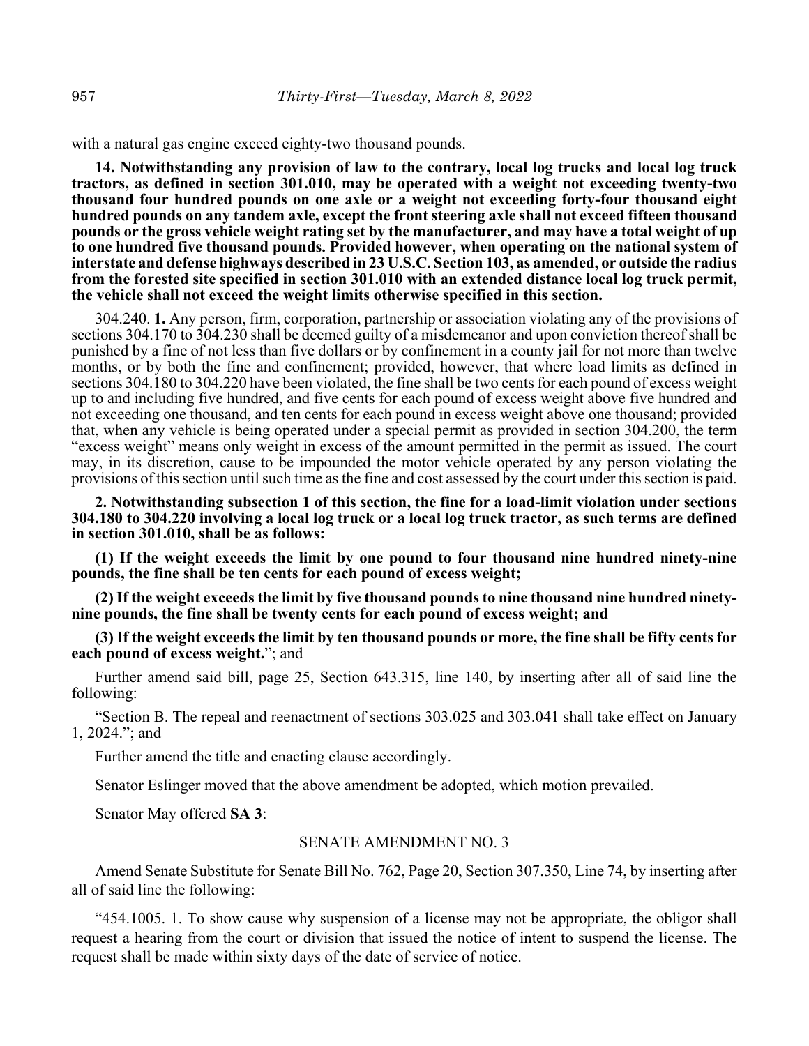with a natural gas engine exceed eighty-two thousand pounds.

**14. Notwithstanding any provision of law to the contrary, local log trucks and local log truck tractors, as defined in section 301.010, may be operated with a weight not exceeding twenty-two thousand four hundred pounds on one axle or a weight not exceeding forty-four thousand eight hundred pounds on any tandem axle, except the front steering axle shall not exceed fifteen thousand pounds or the gross vehicle weight rating set by the manufacturer, and may have a total weight of up to one hundred five thousand pounds. Provided however, when operating on the national system of interstate and defense highways described in 23 U.S.C. Section 103, as amended, or outside the radius from the forested site specified in section 301.010 with an extended distance local log truck permit, the vehicle shall not exceed the weight limits otherwise specified in this section.**

304.240. **1.** Any person, firm, corporation, partnership or association violating any of the provisions of sections 304.170 to 304.230 shall be deemed guilty of a misdemeanor and upon conviction thereof shall be punished by a fine of not less than five dollars or by confinement in a county jail for not more than twelve months, or by both the fine and confinement; provided, however, that where load limits as defined in sections 304.180 to 304.220 have been violated, the fine shall be two cents for each pound of excess weight up to and including five hundred, and five cents for each pound of excess weight above five hundred and not exceeding one thousand, and ten cents for each pound in excess weight above one thousand; provided that, when any vehicle is being operated under a special permit as provided in section 304.200, the term "excess weight" means only weight in excess of the amount permitted in the permit as issued. The court may, in its discretion, cause to be impounded the motor vehicle operated by any person violating the provisions of this section until such time as the fine and cost assessed by the court under this section is paid.

**2. Notwithstanding subsection 1 of this section, the fine for a load-limit violation under sections 304.180 to 304.220 involving a local log truck or a local log truck tractor, as such terms are defined in section 301.010, shall be as follows:**

**(1) If the weight exceeds the limit by one pound to four thousand nine hundred ninety-nine pounds, the fine shall be ten cents for each pound of excess weight;**

**(2) If the weight exceeds the limit by five thousand pounds to nine thousand nine hundred ninety-nine pounds, the fine shall be twenty cents for each pound of excess weight; and**

**(3) If the weight exceeds the limit by ten thousand pounds or more, the fine shall be fifty cents for each pound of excess weight.**"; and

Further amend said bill, page 25, Section 643.315, line 140, by inserting after all of said line the following:

"Section B. The repeal and reenactment of sections 303.025 and 303.041 shall take effect on January 1, 2024."; and

Further amend the title and enacting clause accordingly.

Senator Eslinger moved that the above amendment be adopted, which motion prevailed.

Senator May offered **SA 3**:

SENATE AMENDMENT NO. 3

Amend Senate Substitute for Senate Bill No. 762, Page 20, Section 307.350, Line 74, by inserting after all of said line the following:

"454.1005. 1. To show cause why suspension of a license may not be appropriate, the obligor shall request a hearing from the court or division that issued the notice of intent to suspend the license. The request shall be made within sixty days of the date of service of notice.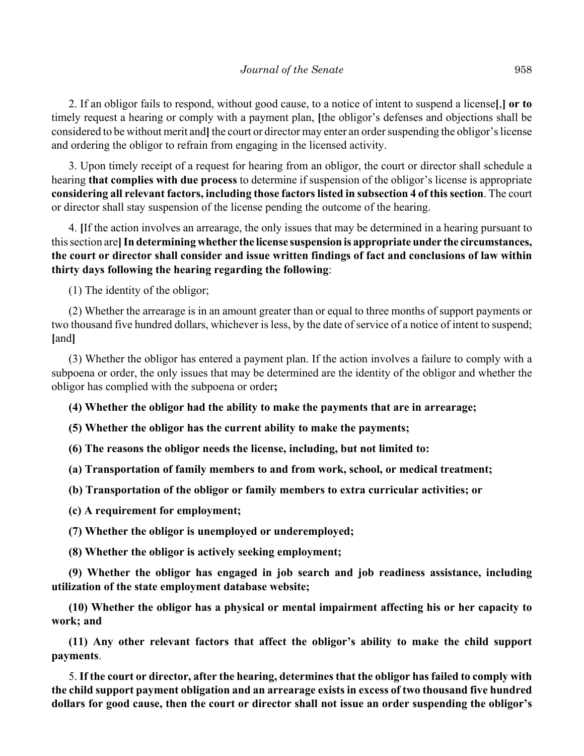2. If an obligor fails to respond, without good cause, to a notice of intent to suspend a license[,] **or to** timely request a hearing or comply with a payment plan, [the obligor's defenses and objections shall be considered to be without merit and] the court or director may enter an order suspending the obligor's license and ordering the obligor to refrain from engaging in the licensed activity.

3. Upon timely receipt of a request for hearing from an obligor, the court or director shall schedule a hearing **that complies with due process** to determine if suspension of the obligor's license is appropriate **considering all relevant factors, including those factors listed in subsection 4 of this section**. The court or director shall stay suspension of the license pending the outcome of the hearing.

4. [If the action involves an arrearage, the only issues that may be determined in a hearing pursuant to this section are] **In determining whether the license suspension is appropriate under the circumstances, the court or director shall consider and issue written findings of fact and conclusions of law within thirty days following the hearing regarding the following**:

(1) The identity of the obligor;

(2) Whether the arrearage is in an amount greater than or equal to three months of support payments or two thousand five hundred dollars, whichever is less, by the date of service of a notice of intent to suspend; [and]

(3) Whether the obligor has entered a payment plan. If the action involves a failure to comply with a subpoena or order, the only issues that may be determined are the identity of the obligor and whether the obligor has complied with the subpoena or order**;**

**(4) Whether the obligor had the ability to make the payments that are in arrearage;**

**(5) Whether the obligor has the current ability to make the payments;**

**(6) The reasons the obligor needs the license, including, but not limited to:**

**(a) Transportation of family members to and from work, school, or medical treatment;**

**(b) Transportation of the obligor or family members to extra curricular activities; or**

**(c) A requirement for employment;**

**(7) Whether the obligor is unemployed or underemployed;**

**(8) Whether the obligor is actively seeking employment;**

**(9) Whether the obligor has engaged in job search and job readiness assistance, including utilization of the state employment database website;**

**(10) Whether the obligor has a physical or mental impairment affecting his or her capacity to work; and**

**(11) Any other relevant factors that affect the obligor's ability to make the child support payments**.

5. **If the court or director, after the hearing, determines that the obligor has failed to comply with the child support payment obligation and an arrearage exists in excess of two thousand five hundred dollars for good cause, then the court or director shall not issue an order suspending the obligor's**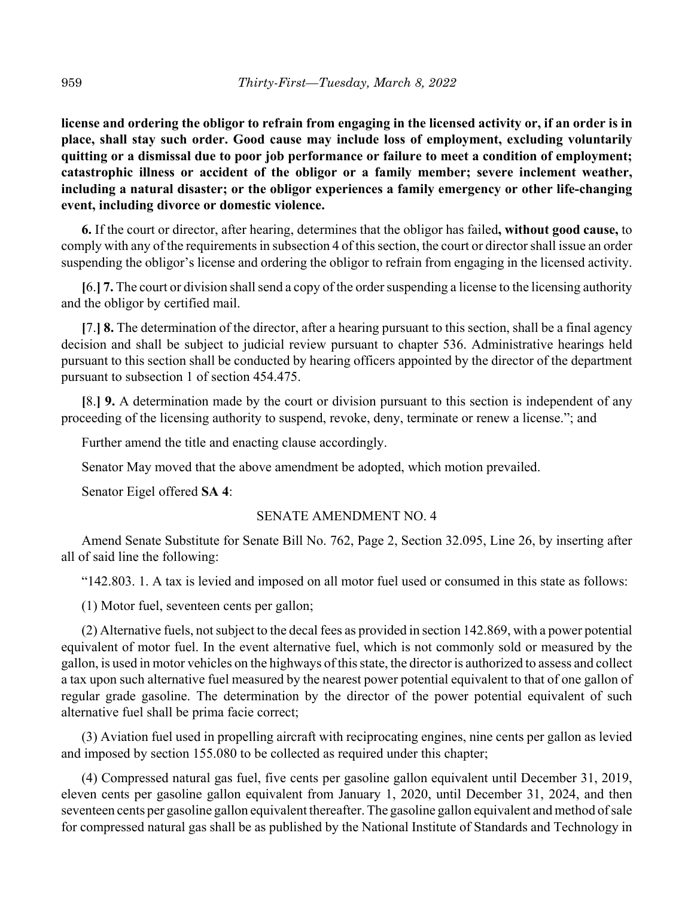**license and ordering the obligor to refrain from engaging in the licensed activity or, if an order is in place, shall stay such order. Good cause may include loss of employment, excluding voluntarily quitting or a dismissal due to poor job performance or failure to meet a condition of employment; catastrophic illness or accident of the obligor or a family member; severe inclement weather, including a natural disaster; or the obligor experiences a family emergency or other life-changing event, including divorce or domestic violence.**

**6.** If the court or director, after hearing, determines that the obligor has failed**, without good cause,** to comply with any of the requirements in subsection 4 of this section, the court or director shall issue an order suspending the obligor's license and ordering the obligor to refrain from engaging in the licensed activity.

**[**6.**] 7.** The court or division shall send a copy of the order suspending a license to the licensing authority and the obligor by certified mail.

**[**7.**] 8.** The determination of the director, after a hearing pursuant to this section, shall be a final agency decision and shall be subject to judicial review pursuant to chapter 536. Administrative hearings held pursuant to this section shall be conducted by hearing officers appointed by the director of the department pursuant to subsection 1 of section 454.475.

**[**8.**] 9.** A determination made by the court or division pursuant to this section is independent of any proceeding of the licensing authority to suspend, revoke, deny, terminate or renew a license."; and

Further amend the title and enacting clause accordingly.

Senator May moved that the above amendment be adopted, which motion prevailed.

Senator Eigel offered **SA 4**:

SENATE AMENDMENT NO. 4

Amend Senate Substitute for Senate Bill No. 762, Page 2, Section 32.095, Line 26, by inserting after all of said line the following:

"142.803. 1. A tax is levied and imposed on all motor fuel used or consumed in this state as follows:

(1) Motor fuel, seventeen cents per gallon;

(2) Alternative fuels, not subject to the decal fees as provided in section 142.869, with a power potential equivalent of motor fuel. In the event alternative fuel, which is not commonly sold or measured by the gallon, is used in motor vehicles on the highways of this state, the director is authorized to assess and collect a tax upon such alternative fuel measured by the nearest power potential equivalent to that of one gallon of regular grade gasoline. The determination by the director of the power potential equivalent of such alternative fuel shall be prima facie correct;

(3) Aviation fuel used in propelling aircraft with reciprocating engines, nine cents per gallon as levied and imposed by section 155.080 to be collected as required under this chapter;

(4) Compressed natural gas fuel, five cents per gasoline gallon equivalent until December 31, 2019, eleven cents per gasoline gallon equivalent from January 1, 2020, until December 31, 2024, and then seventeen cents per gasoline gallon equivalent thereafter. The gasoline gallon equivalent and method of sale for compressed natural gas shall be as published by the National Institute of Standards and Technology in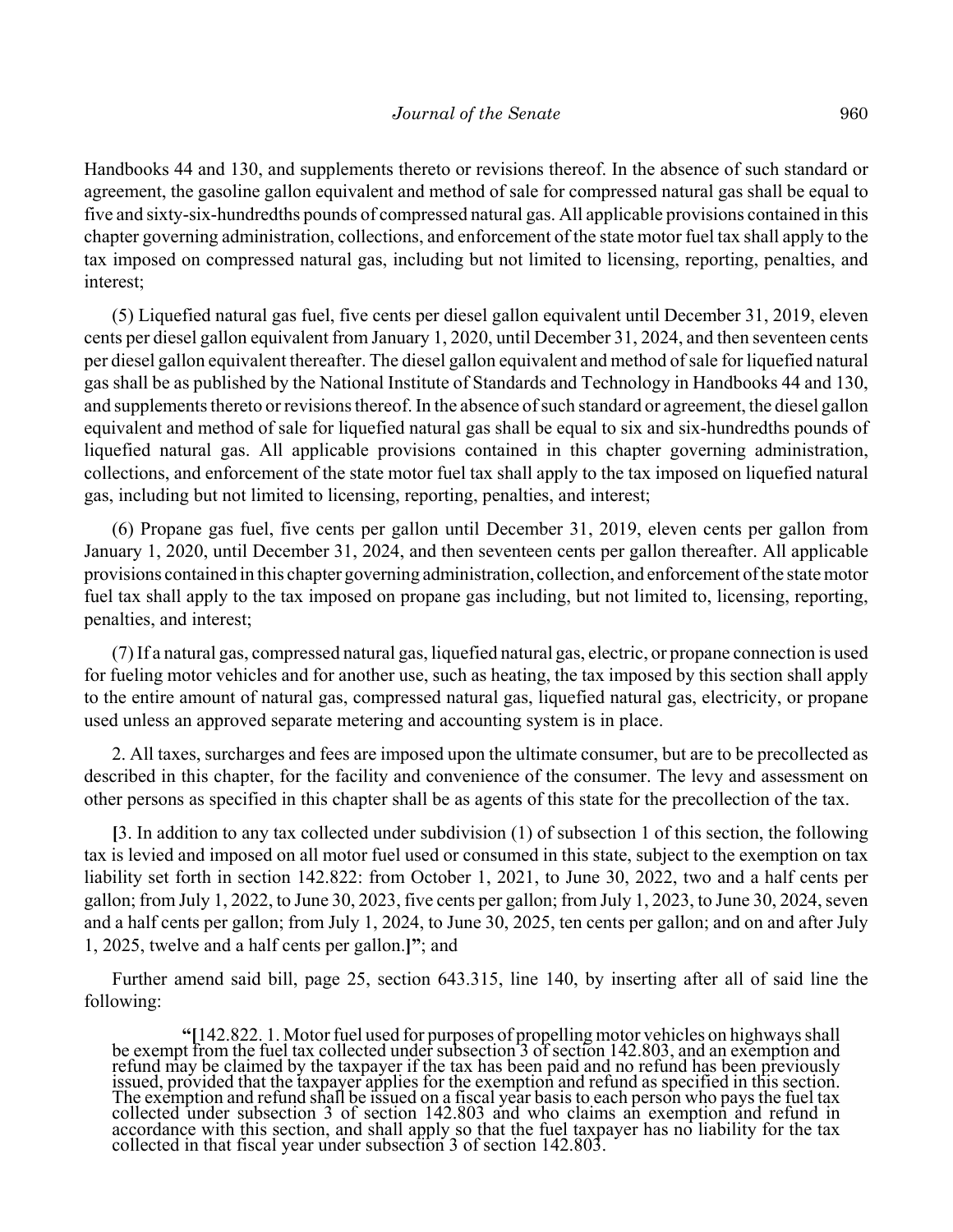Handbooks 44 and 130, and supplements thereto or revisions thereof. In the absence of such standard or agreement, the gasoline gallon equivalent and method of sale for compressed natural gas shall be equal to five and sixty-six-hundredths pounds of compressed natural gas. All applicable provisions contained in this chapter governing administration, collections, and enforcement of the state motor fuel tax shall apply to the tax imposed on compressed natural gas, including but not limited to licensing, reporting, penalties, and interest;

(5) Liquefied natural gas fuel, five cents per diesel gallon equivalent until December 31, 2019, eleven cents per diesel gallon equivalent from January 1, 2020, until December 31, 2024, and then seventeen cents per diesel gallon equivalent thereafter. The diesel gallon equivalent and method of sale for liquefied natural gas shall be as published by the National Institute of Standards and Technology in Handbooks 44 and 130, and supplements thereto or revisions thereof. In the absence of such standard or agreement, the diesel gallon equivalent and method of sale for liquefied natural gas shall be equal to six and six-hundredths pounds of liquefied natural gas. All applicable provisions contained in this chapter governing administration, collections, and enforcement of the state motor fuel tax shall apply to the tax imposed on liquefied natural gas, including but not limited to licensing, reporting, penalties, and interest;

(6) Propane gas fuel, five cents per gallon until December 31, 2019, eleven cents per gallon from January 1, 2020, until December 31, 2024, and then seventeen cents per gallon thereafter. All applicable provisions contained in this chapter governing administration, collection, and enforcement of the state motor fuel tax shall apply to the tax imposed on propane gas including, but not limited to, licensing, reporting, penalties, and interest;

(7) If a natural gas, compressed natural gas, liquefied natural gas, electric, or propane connection is used for fueling motor vehicles and for another use, such as heating, the tax imposed by this section shall apply to the entire amount of natural gas, compressed natural gas, liquefied natural gas, electricity, or propane used unless an approved separate metering and accounting system is in place.

2. All taxes, surcharges and fees are imposed upon the ultimate consumer, but are to be precollected as described in this chapter, for the facility and convenience of the consumer. The levy and assessment on other persons as specified in this chapter shall be as agents of this state for the precollection of the tax.

**[**3. In addition to any tax collected under subdivision (1) of subsection 1 of this section, the following tax is levied and imposed on all motor fuel used or consumed in this state, subject to the exemption on tax liability set forth in section 142.822: from October 1, 2021, to June 30, 2022, two and a half cents per gallon; from July 1, 2022, to June 30, 2023, five cents per gallon; from July 1, 2023, to June 30, 2024, seven and a half cents per gallon; from July 1, 2024, to June 30, 2025, ten cents per gallon; and on and after July 1, 2025, twelve and a half cents per gallon.**]**"; and

Further amend said bill, page 25, section 643.315, line 140, by inserting after all of said line the following:

> "**[**142.822. 1. Motor fuel used for purposes of propelling motor vehicles on highways shall be exempt from the fuel tax collected under subsection 3 of section 142.803, and an exemption and refund may be claimed by the taxpayer if the tax has been paid and no refund has been previously issued, provided that the taxpayer applies for the exemption and refund as specified in this section. The exemption and refund shall be issued on a fiscal year basis to each person who pays the fuel tax collected under subsection 3 of section 142.803 and who claims an exemption and refund in accordance with this section, and shall apply so that the fuel taxpayer has no liability for the tax collected in that fiscal year under subsection 3 of section 142.803.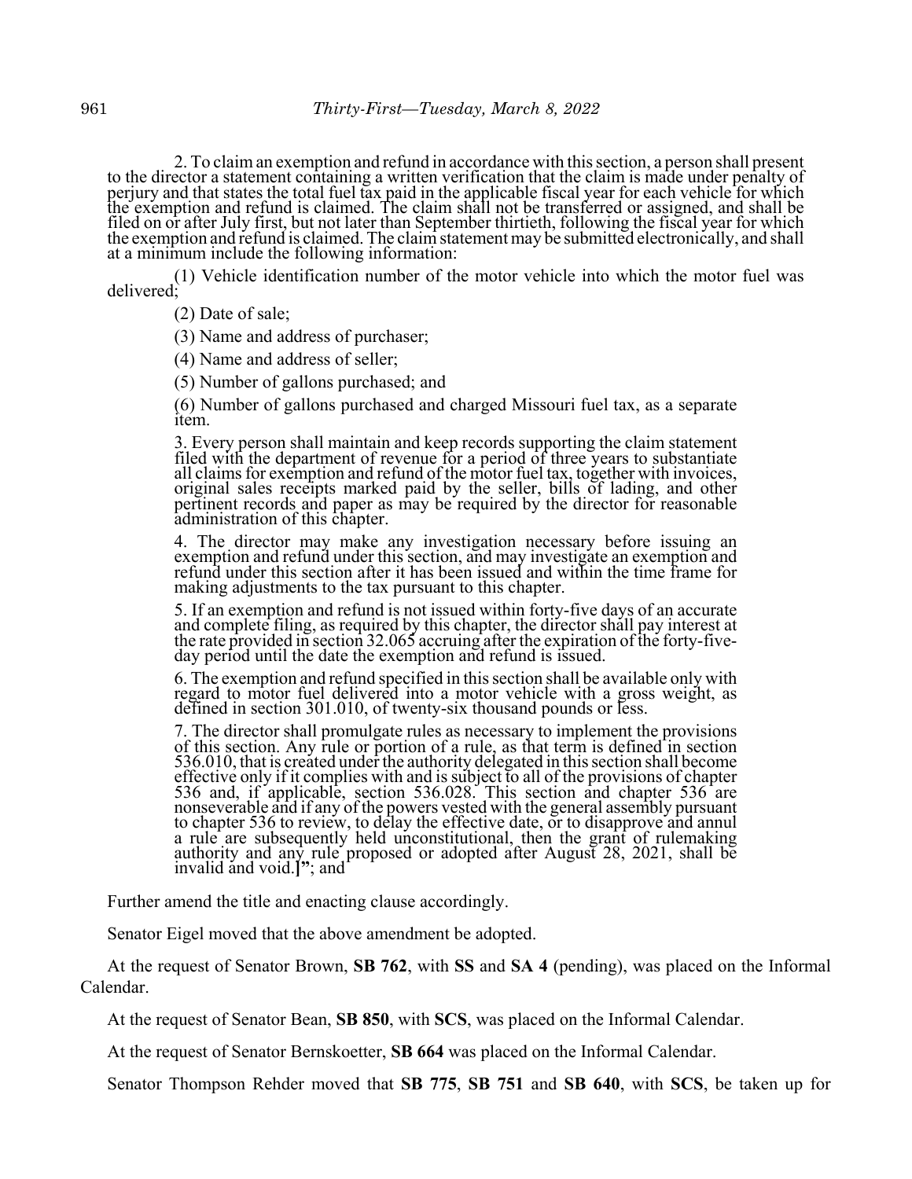2. To claim an exemption and refund in accordance with this section, a person shall present to the director a statement containing a written verification that the claim is made under penalty of perjury and that states the total fuel tax paid in the applicable fiscal year for each vehicle for which the exemption and refund is claimed. The claim shall not be transferred or assigned, and shall be filed on or after July first, but not later than September thirtieth, following the fiscal year for which the exemption and refund is claimed. The claim statement may be submitted electronically, and shall at a minimum include the following information:

(1) Vehicle identification number of the motor vehicle into which the motor fuel was delivered;

(2) Date of sale;

(3) Name and address of purchaser;

(4) Name and address of seller;

(5) Number of gallons purchased; and

(6) Number of gallons purchased and charged Missouri fuel tax, as a separate item.

3. Every person shall maintain and keep records supporting the claim statement filed with the department of revenue for a period of three years to substantiate all claims for exemption and refund of the motor fuel tax, together with invoices, original sales receipts marked paid by the seller, bills of lading, and other pertinent records and paper as may be required by the director for reasonable administration of this chapter.

4. The director may make any investigation necessary before issuing an exemption and refund under this section, and may investigate an exemption and refund under this section after it has been issued and within the time frame for making adjustments to the tax pursuant to this chapter.

5. If an exemption and refund is not issued within forty-five days of an accurate and complete filing, as required by this chapter, the director shall pay interest at the rate provided in section 32.065 accruing after the expiration of the forty-five-day period until the date the exemption and refund is issued.

6. The exemption and refund specified in this section shall be available only with regard to motor fuel delivered into a motor vehicle with a gross weight, as defined in section 301.010, of twenty-six thousand pounds or less.

7. The director shall promulgate rules as necessary to implement the provisions of this section. Any rule or portion of a rule, as that term is defined in section 536.010, that is created under the authority delegated in this section shall become effective only if it complies with and is subject to all of the provisions of chapter 536 and, if applicable, section 536.028. This section and chapter 536 are nonseverable and if any of the powers vested with the general assembly pursuant to chapter 536 to review, to delay the effective date, or to disapprove and annul a rule are subsequently held unconstitutional, then the grant of rulemaking authority and any rule proposed or adopted after August 28, 2021, shall be invalid and void.**]**"; and

Further amend the title and enacting clause accordingly.

Senator Eigel moved that the above amendment be adopted.

At the request of Senator Brown, **SB 762**, with **SS** and **SA 4** (pending), was placed on the Informal Calendar.

At the request of Senator Bean, **SB 850**, with **SCS**, was placed on the Informal Calendar.

At the request of Senator Bernskoetter, **SB 664** was placed on the Informal Calendar.

Senator Thompson Rehder moved that **SB 775**, **SB 751** and **SB 640**, with **SCS**, be taken up for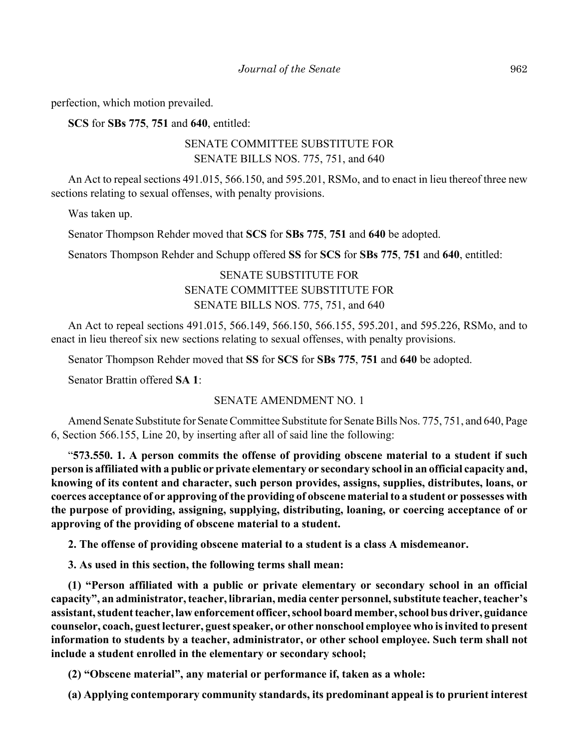perfection, which motion prevailed.

**SCS** for **SBs 775**, **751** and **640**, entitled:

SENATE COMMITTEE SUBSTITUTE FOR
SENATE BILLS NOS. 775, 751, and 640

An Act to repeal sections 491.015, 566.150, and 595.201, RSMo, and to enact in lieu thereof three new sections relating to sexual offenses, with penalty provisions.

Was taken up.

Senator Thompson Rehder moved that **SCS** for **SBs 775**, **751** and **640** be adopted.

Senators Thompson Rehder and Schupp offered **SS** for **SCS** for **SBs 775**, **751** and **640**, entitled:

SENATE SUBSTITUTE FOR
SENATE COMMITTEE SUBSTITUTE FOR
SENATE BILLS NOS. 775, 751, and 640

An Act to repeal sections 491.015, 566.149, 566.150, 566.155, 595.201, and 595.226, RSMo, and to enact in lieu thereof six new sections relating to sexual offenses, with penalty provisions.

Senator Thompson Rehder moved that **SS** for **SCS** for **SBs 775**, **751** and **640** be adopted.

Senator Brattin offered **SA 1**:

SENATE AMENDMENT NO. 1

Amend Senate Substitute for Senate Committee Substitute for Senate Bills Nos. 775, 751, and 640, Page 6, Section 566.155, Line 20, by inserting after all of said line the following:

"**573.550. 1. A person commits the offense of providing obscene material to a student if such person is affiliated with a public or private elementary or secondary school in an official capacity and, knowing of its content and character, such person provides, assigns, supplies, distributes, loans, or coerces acceptance of or approving of the providing of obscene material to a student or possesses with the purpose of providing, assigning, supplying, distributing, loaning, or coercing acceptance of or approving of the providing of obscene material to a student.**

**2. The offense of providing obscene material to a student is a class A misdemeanor.**

**3. As used in this section, the following terms shall mean:**

**(1) "Person affiliated with a public or private elementary or secondary school in an official capacity", an administrator, teacher, librarian, media center personnel, substitute teacher, teacher's assistant, student teacher, law enforcement officer, school board member, school bus driver, guidance counselor, coach, guest lecturer, guest speaker, or other nonschool employee who is invited to present information to students by a teacher, administrator, or other school employee. Such term shall not include a student enrolled in the elementary or secondary school;**

**(2) "Obscene material", any material or performance if, taken as a whole:**

**(a) Applying contemporary community standards, its predominant appeal is to prurient interest**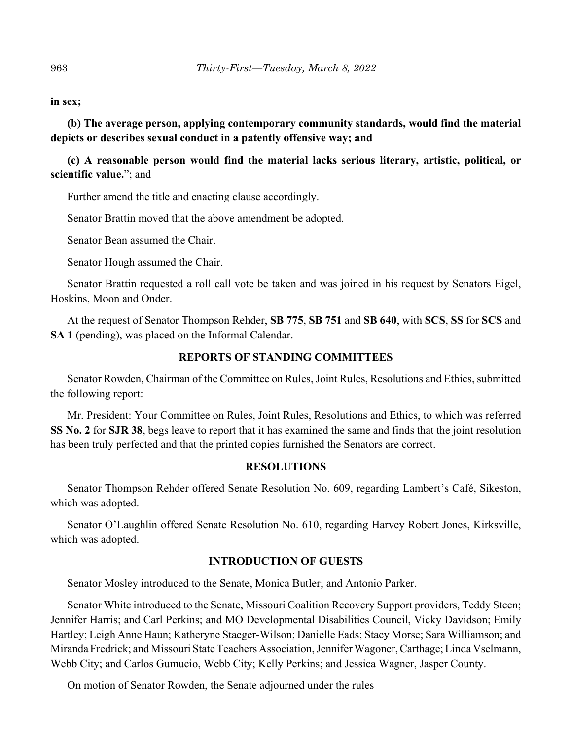**in sex;**

**(b) The average person, applying contemporary community standards, would find the material depicts or describes sexual conduct in a patently offensive way; and**

**(c) A reasonable person would find the material lacks serious literary, artistic, political, or scientific value.**"; and

Further amend the title and enacting clause accordingly.

Senator Brattin moved that the above amendment be adopted.

Senator Bean assumed the Chair.

Senator Hough assumed the Chair.

Senator Brattin requested a roll call vote be taken and was joined in his request by Senators Eigel, Hoskins, Moon and Onder.

At the request of Senator Thompson Rehder, **SB 775**, **SB 751** and **SB 640**, with **SCS**, **SS** for **SCS** and **SA 1** (pending), was placed on the Informal Calendar.

## REPORTS OF STANDING COMMITTEES

Senator Rowden, Chairman of the Committee on Rules, Joint Rules, Resolutions and Ethics, submitted the following report:

Mr. President: Your Committee on Rules, Joint Rules, Resolutions and Ethics, to which was referred **SS No. 2** for **SJR 38**, begs leave to report that it has examined the same and finds that the joint resolution has been truly perfected and that the printed copies furnished the Senators are correct.

## RESOLUTIONS

Senator Thompson Rehder offered Senate Resolution No. 609, regarding Lambert's Café, Sikeston, which was adopted.

Senator O'Laughlin offered Senate Resolution No. 610, regarding Harvey Robert Jones, Kirksville, which was adopted.

## INTRODUCTION OF GUESTS

Senator Mosley introduced to the Senate, Monica Butler; and Antonio Parker.

Senator White introduced to the Senate, Missouri Coalition Recovery Support providers, Teddy Steen; Jennifer Harris; and Carl Perkins; and MO Developmental Disabilities Council, Vicky Davidson; Emily Hartley; Leigh Anne Haun; Katheryne Staeger-Wilson; Danielle Eads; Stacy Morse; Sara Williamson; and Miranda Fredrick; and Missouri State Teachers Association, Jennifer Wagoner, Carthage; Linda Vselmann, Webb City; and Carlos Gumucio, Webb City; Kelly Perkins; and Jessica Wagner, Jasper County.

On motion of Senator Rowden, the Senate adjourned under the rules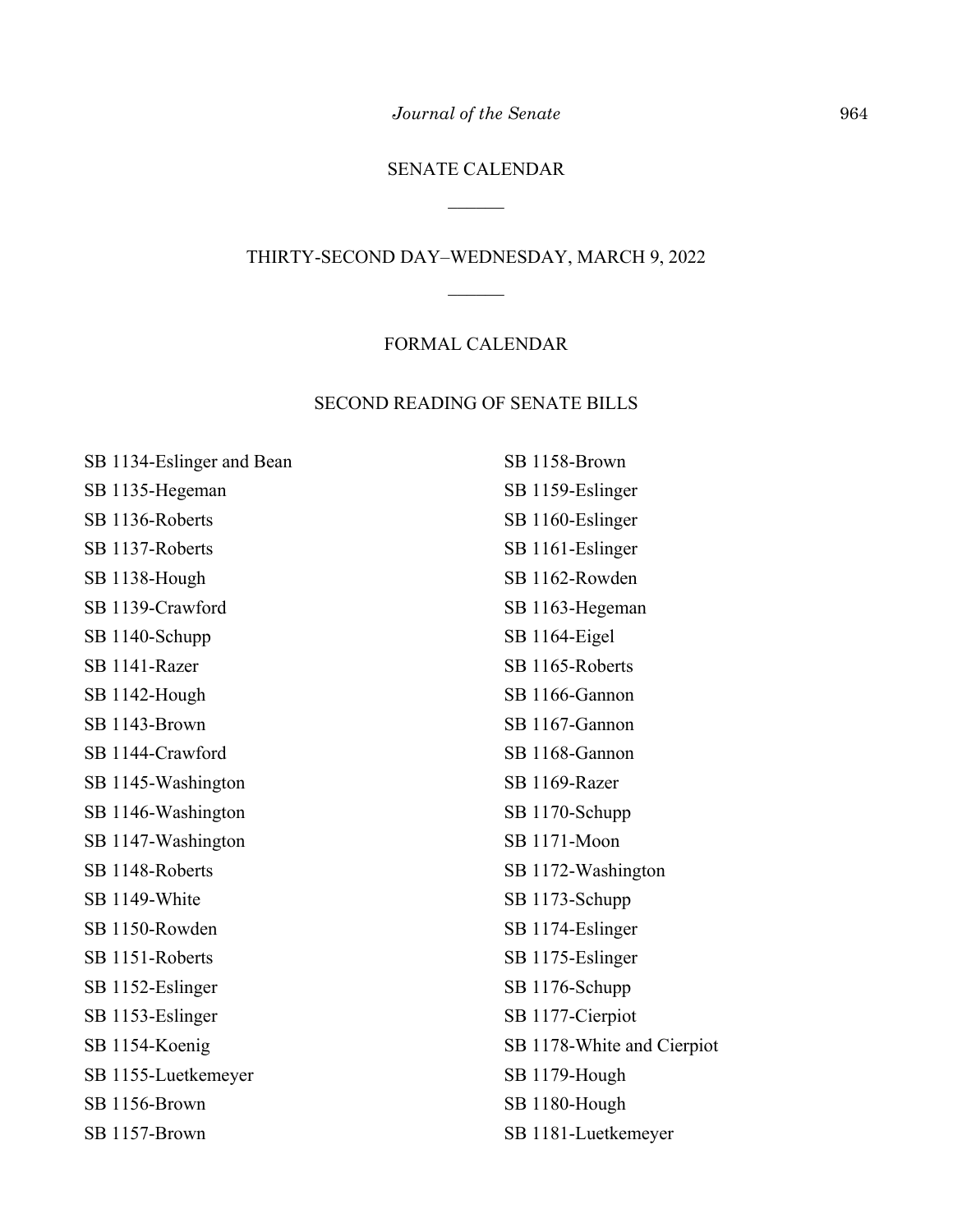## SENATE CALENDAR

______

## THIRTY-SECOND DAY–WEDNESDAY, MARCH 9, 2022

______

### FORMAL CALENDAR

### SECOND READING OF SENATE BILLS

SB 1134-Eslinger and Bean
SB 1135-Hegeman
SB 1136-Roberts
SB 1137-Roberts
SB 1138-Hough
SB 1139-Crawford
SB 1140-Schupp
SB 1141-Razer
SB 1142-Hough
SB 1143-Brown
SB 1144-Crawford
SB 1145-Washington
SB 1146-Washington
SB 1147-Washington
SB 1148-Roberts
SB 1149-White
SB 1150-Rowden
SB 1151-Roberts
SB 1152-Eslinger
SB 1153-Eslinger
SB 1154-Koenig
SB 1155-Luetkemeyer
SB 1156-Brown
SB 1157-Brown
SB 1158-Brown
SB 1159-Eslinger
SB 1160-Eslinger
SB 1161-Eslinger
SB 1162-Rowden
SB 1163-Hegeman
SB 1164-Eigel
SB 1165-Roberts
SB 1166-Gannon
SB 1167-Gannon
SB 1168-Gannon
SB 1169-Razer
SB 1170-Schupp
SB 1171-Moon
SB 1172-Washington
SB 1173-Schupp
SB 1174-Eslinger
SB 1175-Eslinger
SB 1176-Schupp
SB 1177-Cierpiot
SB 1178-White and Cierpiot
SB 1179-Hough
SB 1180-Hough
SB 1181-Luetkemeyer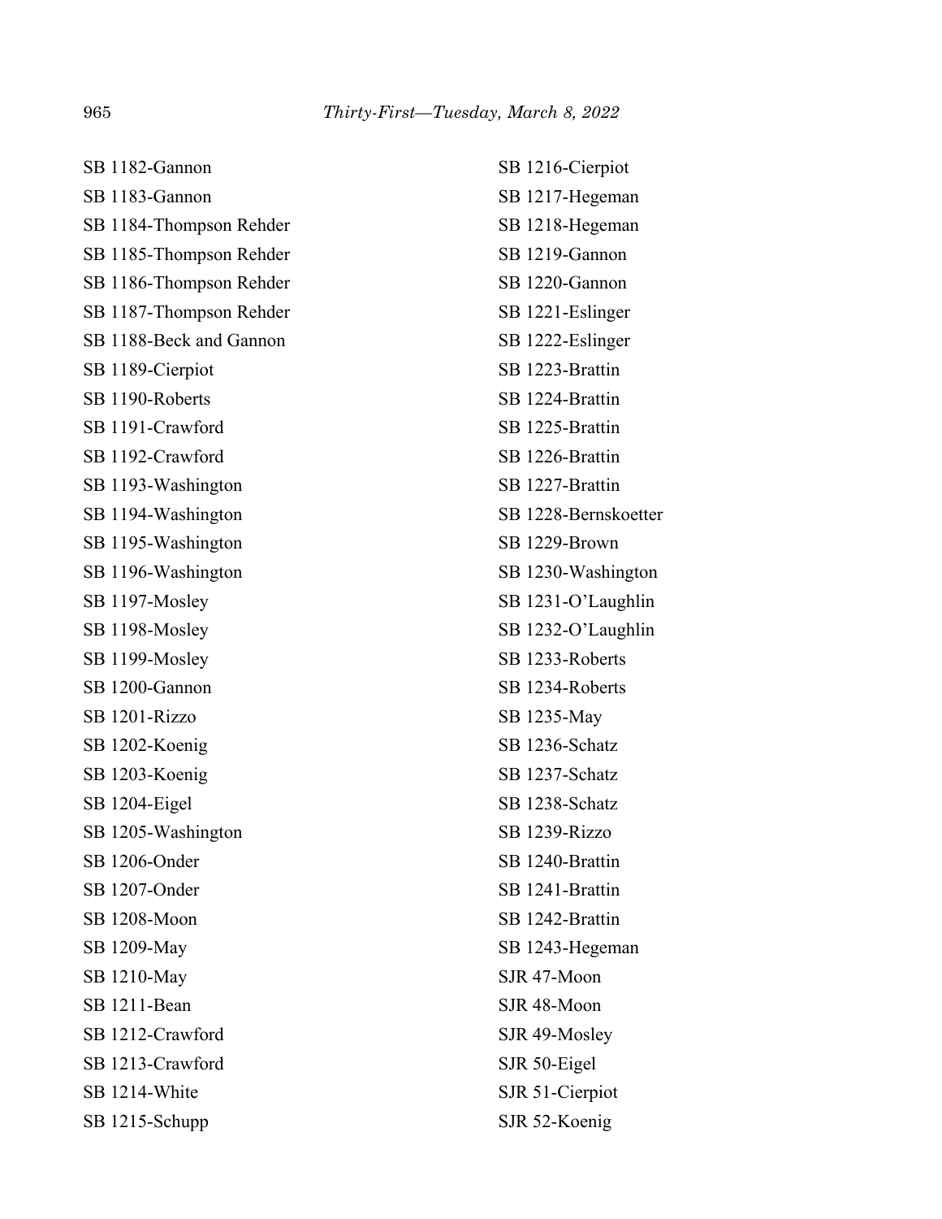SB 1182-Gannon
SB 1183-Gannon
SB 1184-Thompson Rehder
SB 1185-Thompson Rehder
SB 1186-Thompson Rehder
SB 1187-Thompson Rehder
SB 1188-Beck and Gannon
SB 1189-Cierpiot
SB 1190-Roberts
SB 1191-Crawford
SB 1192-Crawford
SB 1193-Washington
SB 1194-Washington
SB 1195-Washington
SB 1196-Washington
SB 1197-Mosley
SB 1198-Mosley
SB 1199-Mosley
SB 1200-Gannon
SB 1201-Rizzo
SB 1202-Koenig
SB 1203-Koenig
SB 1204-Eigel
SB 1205-Washington
SB 1206-Onder
SB 1207-Onder
SB 1208-Moon
SB 1209-May
SB 1210-May
SB 1211-Bean
SB 1212-Crawford
SB 1213-Crawford
SB 1214-White
SB 1215-Schupp
SB 1216-Cierpiot
SB 1217-Hegeman
SB 1218-Hegeman
SB 1219-Gannon
SB 1220-Gannon
SB 1221-Eslinger
SB 1222-Eslinger
SB 1223-Brattin
SB 1224-Brattin
SB 1225-Brattin
SB 1226-Brattin
SB 1227-Brattin
SB 1228-Bernskoetter
SB 1229-Brown
SB 1230-Washington
SB 1231-O'Laughlin
SB 1232-O'Laughlin
SB 1233-Roberts
SB 1234-Roberts
SB 1235-May
SB 1236-Schatz
SB 1237-Schatz
SB 1238-Schatz
SB 1239-Rizzo
SB 1240-Brattin
SB 1241-Brattin
SB 1242-Brattin
SB 1243-Hegeman
SJR 47-Moon
SJR 48-Moon
SJR 49-Mosley
SJR 50-Eigel
SJR 51-Cierpiot
SJR 52-Koenig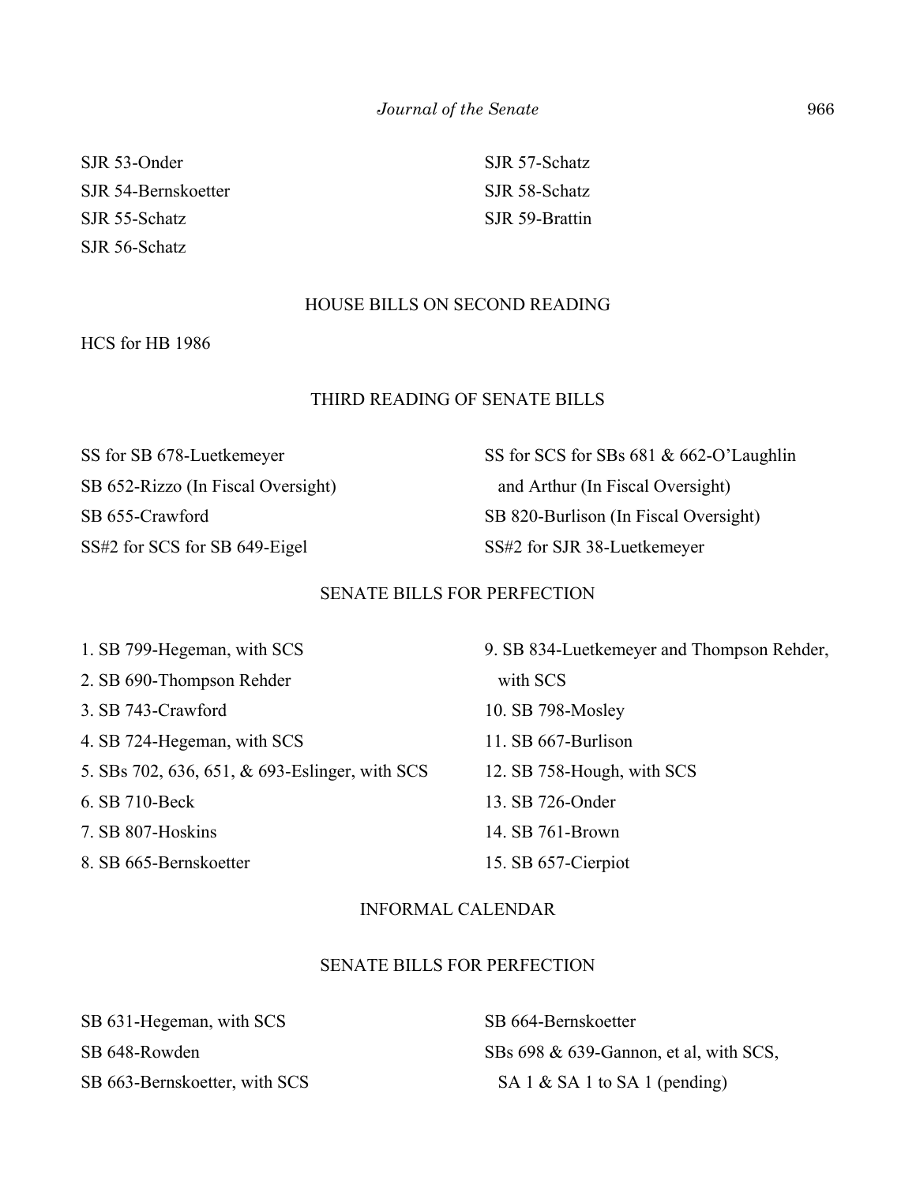SJR 53-Onder

SJR 54-Bernskoetter

SJR 55-Schatz

SJR 56-Schatz

SJR 57-Schatz

SJR 58-Schatz

SJR 59-Brattin

## HOUSE BILLS ON SECOND READING

HCS for HB 1986

## THIRD READING OF SENATE BILLS

SS for SB 678-Luetkemeyer

SB 652-Rizzo (In Fiscal Oversight)

SB 655-Crawford

SS#2 for SCS for SB 649-Eigel

SS for SCS for SBs 681 & 662-O'Laughlin and Arthur (In Fiscal Oversight)

SB 820-Burlison (In Fiscal Oversight)

SS#2 for SJR 38-Luetkemeyer

## SENATE BILLS FOR PERFECTION

1. SB 799-Hegeman, with SCS
2. SB 690-Thompson Rehder
3. SB 743-Crawford
4. SB 724-Hegeman, with SCS
5. SBs 702, 636, 651, & 693-Eslinger, with SCS
6. SB 710-Beck
7. SB 807-Hoskins
8. SB 665-Bernskoetter
9. SB 834-Luetkemeyer and Thompson Rehder, with SCS
10. SB 798-Mosley
11. SB 667-Burlison
12. SB 758-Hough, with SCS
13. SB 726-Onder
14. SB 761-Brown
15. SB 657-Cierpiot

## INFORMAL CALENDAR

## SENATE BILLS FOR PERFECTION

SB 631-Hegeman, with SCS

SB 648-Rowden

SB 663-Bernskoetter, with SCS

SB 664-Bernskoetter

SBs 698 & 639-Gannon, et al, with SCS, SA 1 & SA 1 to SA 1 (pending)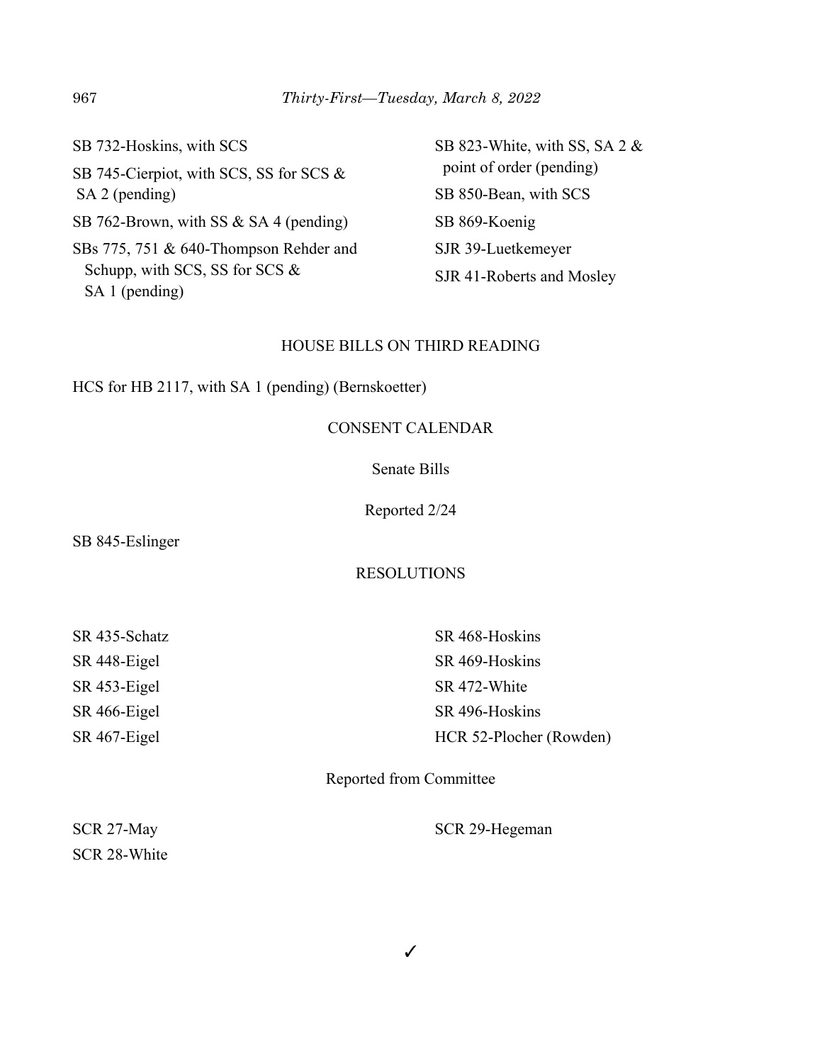SB 732-Hoskins, with SCS

SB 745-Cierpiot, with SCS, SS for SCS & SA 2 (pending)

SB 762-Brown, with SS & SA 4 (pending)

SBs 775, 751 & 640-Thompson Rehder and Schupp, with SCS, SS for SCS & SA 1 (pending)

SB 823-White, with SS, SA 2 & point of order (pending)

SB 850-Bean, with SCS

SB 869-Koenig

SJR 39-Luetkemeyer

SJR 41-Roberts and Mosley

HOUSE BILLS ON THIRD READING

HCS for HB 2117, with SA 1 (pending) (Bernskoetter)

CONSENT CALENDAR

Senate Bills

Reported 2/24

SB 845-Eslinger

RESOLUTIONS

SR 435-Schatz

SR 448-Eigel

SR 453-Eigel

SR 466-Eigel

SR 467-Eigel

SR 468-Hoskins

SR 469-Hoskins

SR 472-White

SR 496-Hoskins

HCR 52-Plocher (Rowden)

Reported from Committee

SCR 27-May

SCR 28-White

SCR 29-Hegeman

✓